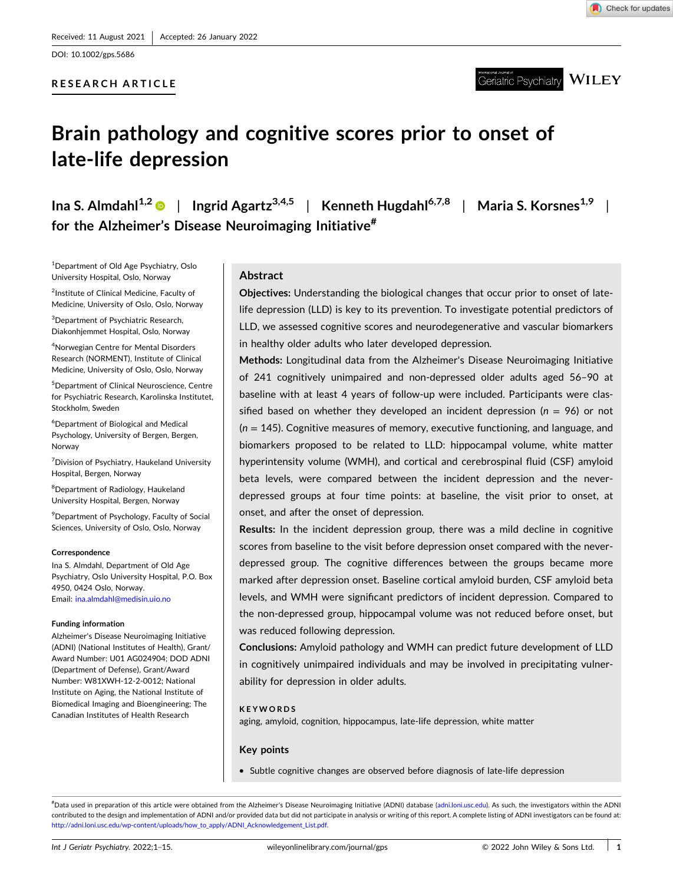Received: 11 August 2021 | Accepted: 26 January 2022

DOI: 10.1002/gps.5686

RESEARCH ARTICLE

# Brain pathology and cognitive scores prior to onset of late-life depression

Ina S. Almdahl[1,2] | Ingrid Agartz[3,4,5] | Kenneth Hugdahl[6,7,8] | Maria S. Korsnes[1,9] | for the Alzheimer's Disease Neuroimaging Initiative[#]

[1]Department of Old Age Psychiatry, Oslo University Hospital, Oslo, Norway

[2]Institute of Clinical Medicine, Faculty of Medicine, University of Oslo, Oslo, Norway

[3]Department of Psychiatric Research, Diakonhjemmet Hospital, Oslo, Norway

[4]Norwegian Centre for Mental Disorders Research (NORMENT), Institute of Clinical Medicine, University of Oslo, Oslo, Norway

[5]Department of Clinical Neuroscience, Centre for Psychiatric Research, Karolinska Institutet, Stockholm, Sweden

[6]Department of Biological and Medical Psychology, University of Bergen, Bergen, Norway

[7]Division of Psychiatry, Haukeland University Hospital, Bergen, Norway

[8]Department of Radiology, Haukeland University Hospital, Bergen, Norway

[9]Department of Psychology, Faculty of Social Sciences, University of Oslo, Oslo, Norway

**Correspondence**

Ina S. Almdahl, Department of Old Age Psychiatry, Oslo University Hospital, P.O. Box 4950, 0424 Oslo, Norway.
Email: ina.almdahl@medisin.uio.no

**Funding information**

Alzheimer's Disease Neuroimaging Initiative (ADNI) (National Institutes of Health), Grant/Award Number: U01 AG024904; DOD ADNI (Department of Defense), Grant/Award Number: W81XWH-12-2-0012; National Institute on Aging, the National Institute of Biomedical Imaging and Bioengineering; The Canadian Institutes of Health Research

## Abstract

**Objectives:** Understanding the biological changes that occur prior to onset of late-life depression (LLD) is key to its prevention. To investigate potential predictors of LLD, we assessed cognitive scores and neurodegenerative and vascular biomarkers in healthy older adults who later developed depression.

**Methods:** Longitudinal data from the Alzheimer's Disease Neuroimaging Initiative of 241 cognitively unimpaired and non-depressed older adults aged 56–90 at baseline with at least 4 years of follow-up were included. Participants were classified based on whether they developed an incident depression ($n$ = 96) or not ($n$ = 145). Cognitive measures of memory, executive functioning, and language, and biomarkers proposed to be related to LLD: hippocampal volume, white matter hyperintensity volume (WMH), and cortical and cerebrospinal fluid (CSF) amyloid beta levels, were compared between the incident depression and the never-depressed groups at four time points: at baseline, the visit prior to onset, at onset, and after the onset of depression.

**Results:** In the incident depression group, there was a mild decline in cognitive scores from baseline to the visit before depression onset compared with the never-depressed group. The cognitive differences between the groups became more marked after depression onset. Baseline cortical amyloid burden, CSF amyloid beta levels, and WMH were significant predictors of incident depression. Compared to the non-depressed group, hippocampal volume was not reduced before onset, but was reduced following depression.

**Conclusions:** Amyloid pathology and WMH can predict future development of LLD in cognitively unimpaired individuals and may be involved in precipitating vulnerability for depression in older adults.

**KEYWORDS**

aging, amyloid, cognition, hippocampus, late-life depression, white matter

## Key points

- Subtle cognitive changes are observed before diagnosis of late-life depression

[#]Data used in preparation of this article were obtained from the Alzheimer's Disease Neuroimaging Initiative (ADNI) database (adni.loni.usc.edu). As such, the investigators within the ADNI contributed to the design and implementation of ADNI and/or provided data but did not participate in analysis or writing of this report. A complete listing of ADNI investigators can be found at: http://adni.loni.usc.edu/wp-content/uploads/how_to_apply/ADNI_Acknowledgement_List.pdf.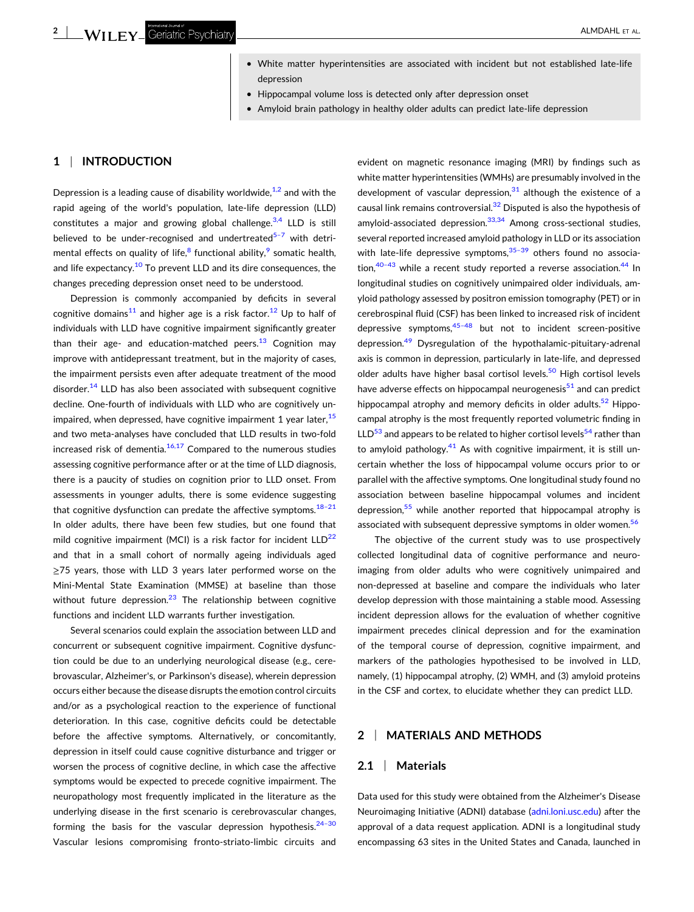- White matter hyperintensities are associated with incident but not established late-life depression
- Hippocampal volume loss is detected only after depression onset
- Amyloid brain pathology in healthy older adults can predict late-life depression

## 1 | INTRODUCTION

Depression is a leading cause of disability worldwide,[1,2] and with the rapid ageing of the world's population, late-life depression (LLD) constitutes a major and growing global challenge.[3,4] LLD is still believed to be under-recognised and undertreated[5–7] with detrimental effects on quality of life,[8] functional ability,[9] somatic health, and life expectancy.[10] To prevent LLD and its dire consequences, the changes preceding depression onset need to be understood.

Depression is commonly accompanied by deficits in several cognitive domains[11] and higher age is a risk factor.[12] Up to half of individuals with LLD have cognitive impairment significantly greater than their age- and education-matched peers.[13] Cognition may improve with antidepressant treatment, but in the majority of cases, the impairment persists even after adequate treatment of the mood disorder.[14] LLD has also been associated with subsequent cognitive decline. One-fourth of individuals with LLD who are cognitively unimpaired, when depressed, have cognitive impairment 1 year later,[15] and two meta-analyses have concluded that LLD results in two-fold increased risk of dementia.[16,17] Compared to the numerous studies assessing cognitive performance after or at the time of LLD diagnosis, there is a paucity of studies on cognition prior to LLD onset. From assessments in younger adults, there is some evidence suggesting that cognitive dysfunction can predate the affective symptoms.[18–21] In older adults, there have been few studies, but one found that mild cognitive impairment (MCI) is a risk factor for incident LLD[22] and that in a small cohort of normally ageing individuals aged ≥75 years, those with LLD 3 years later performed worse on the Mini-Mental State Examination (MMSE) at baseline than those without future depression.[23] The relationship between cognitive functions and incident LLD warrants further investigation.

Several scenarios could explain the association between LLD and concurrent or subsequent cognitive impairment. Cognitive dysfunction could be due to an underlying neurological disease (e.g., cerebrovascular, Alzheimer's, or Parkinson's disease), wherein depression occurs either because the disease disrupts the emotion control circuits and/or as a psychological reaction to the experience of functional deterioration. In this case, cognitive deficits could be detectable before the affective symptoms. Alternatively, or concomitantly, depression in itself could cause cognitive disturbance and trigger or worsen the process of cognitive decline, in which case the affective symptoms would be expected to precede cognitive impairment. The neuropathology most frequently implicated in the literature as the underlying disease in the first scenario is cerebrovascular changes, forming the basis for the vascular depression hypothesis.[24–30] Vascular lesions compromising fronto-striato-limbic circuits and evident on magnetic resonance imaging (MRI) by findings such as white matter hyperintensities (WMHs) are presumably involved in the development of vascular depression,[31] although the existence of a causal link remains controversial.[32] Disputed is also the hypothesis of amyloid-associated depression.[33,34] Among cross-sectional studies, several reported increased amyloid pathology in LLD or its association with late-life depressive symptoms,[35–39] others found no association,[40–43] while a recent study reported a reverse association.[44] In longitudinal studies on cognitively unimpaired older individuals, amyloid pathology assessed by positron emission tomography (PET) or in cerebrospinal fluid (CSF) has been linked to increased risk of incident depressive symptoms,[45–48] but not to incident screen-positive depression.[49] Dysregulation of the hypothalamic-pituitary-adrenal axis is common in depression, particularly in late-life, and depressed older adults have higher basal cortisol levels.[50] High cortisol levels have adverse effects on hippocampal neurogenesis[51] and can predict hippocampal atrophy and memory deficits in older adults.[52] Hippocampal atrophy is the most frequently reported volumetric finding in LLD[53] and appears to be related to higher cortisol levels[54] rather than to amyloid pathology.[41] As with cognitive impairment, it is still uncertain whether the loss of hippocampal volume occurs prior to or parallel with the affective symptoms. One longitudinal study found no association between baseline hippocampal volumes and incident depression,[55] while another reported that hippocampal atrophy is associated with subsequent depressive symptoms in older women.[56]

The objective of the current study was to use prospectively collected longitudinal data of cognitive performance and neuroimaging from older adults who were cognitively unimpaired and non-depressed at baseline and compare the individuals who later develop depression with those maintaining a stable mood. Assessing incident depression allows for the evaluation of whether cognitive impairment precedes clinical depression and for the examination of the temporal course of depression, cognitive impairment, and markers of the pathologies hypothesised to be involved in LLD, namely, (1) hippocampal atrophy, (2) WMH, and (3) amyloid proteins in the CSF and cortex, to elucidate whether they can predict LLD.

## 2 | MATERIALS AND METHODS

### 2.1 | Materials

Data used for this study were obtained from the Alzheimer's Disease Neuroimaging Initiative (ADNI) database (adni.loni.usc.edu) after the approval of a data request application. ADNI is a longitudinal study encompassing 63 sites in the United States and Canada, launched in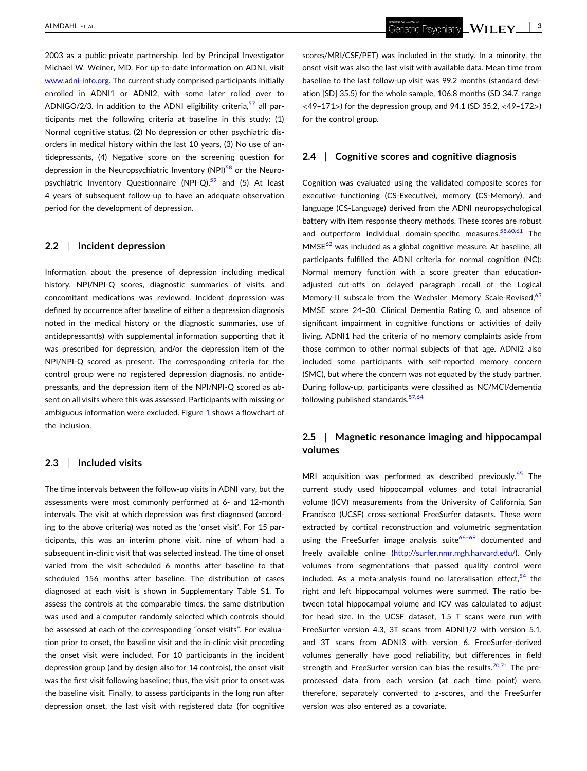2003 as a public-private partnership, led by Principal Investigator Michael W. Weiner, MD. For up-to-date information on ADNI, visit www.adni-info.org. The current study comprised participants initially enrolled in ADNI1 or ADNI2, with some later rolled over to ADNIGO/2/3. In addition to the ADNI eligibility criteria,[57] all participants met the following criteria at baseline in this study: (1) Normal cognitive status, (2) No depression or other psychiatric disorders in medical history within the last 10 years, (3) No use of antidepressants, (4) Negative score on the screening question for depression in the Neuropsychiatric Inventory (NPI)[58] or the Neuropsychiatric Inventory Questionnaire (NPI-Q),[59] and (5) At least 4 years of subsequent follow-up to have an adequate observation period for the development of depression.

### 2.2 | Incident depression

Information about the presence of depression including medical history, NPI/NPI-Q scores, diagnostic summaries of visits, and concomitant medications was reviewed. Incident depression was defined by occurrence after baseline of either a depression diagnosis noted in the medical history or the diagnostic summaries, use of antidepressant(s) with supplemental information supporting that it was prescribed for depression, and/or the depression item of the NPI/NPI-Q scored as present. The corresponding criteria for the control group were no registered depression diagnosis, no antidepressants, and the depression item of the NPI/NPI-Q scored as absent on all visits where this was assessed. Participants with missing or ambiguous information were excluded. Figure 1 shows a flowchart of the inclusion.

### 2.3 | Included visits

The time intervals between the follow-up visits in ADNI vary, but the assessments were most commonly performed at 6- and 12-month intervals. The visit at which depression was first diagnosed (according to the above criteria) was noted as the 'onset visit'. For 15 participants, this was an interim phone visit, nine of whom had a subsequent in-clinic visit that was selected instead. The time of onset varied from the visit scheduled 6 months after baseline to that scheduled 156 months after baseline. The distribution of cases diagnosed at each visit is shown in Supplementary Table S1. To assess the controls at the comparable times, the same distribution was used and a computer randomly selected which controls should be assessed at each of the corresponding "onset visits". For evaluation prior to onset, the baseline visit and the in-clinic visit preceding the onset visit were included. For 10 participants in the incident depression group (and by design also for 14 controls), the onset visit was the first visit following baseline; thus, the visit prior to onset was the baseline visit. Finally, to assess participants in the long run after depression onset, the last visit with registered data (for cognitive scores/MRI/CSF/PET) was included in the study. In a minority, the onset visit was also the last visit with available data. Mean time from baseline to the last follow-up visit was 99.2 months (standard deviation [SD] 35.5) for the whole sample, 106.8 months (SD 34.7, range <49–171>) for the depression group, and 94.1 (SD 35.2, <49–172>) for the control group.

### 2.4 | Cognitive scores and cognitive diagnosis

Cognition was evaluated using the validated composite scores for executive functioning (CS-Executive), memory (CS-Memory), and language (CS-Language) derived from the ADNI neuropsychological battery with item response theory methods. These scores are robust and outperform individual domain-specific measures.[58,60,61] The MMSE[62] was included as a global cognitive measure. At baseline, all participants fulfilled the ADNI criteria for normal cognition (NC): Normal memory function with a score greater than education-adjusted cut-offs on delayed paragraph recall of the Logical Memory-II subscale from the Wechsler Memory Scale-Revised,[63] MMSE score 24–30, Clinical Dementia Rating 0, and absence of significant impairment in cognitive functions or activities of daily living. ADNI1 had the criteria of no memory complaints aside from those common to other normal subjects of that age. ADNI2 also included some participants with self-reported memory concern (SMC), but where the concern was not equated by the study partner. During follow-up, participants were classified as NC/MCI/dementia following published standards.[57,64]

### 2.5 | Magnetic resonance imaging and hippocampal volumes

MRI acquisition was performed as described previously.[65] The current study used hippocampal volumes and total intracranial volume (ICV) measurements from the University of California, San Francisco (UCSF) cross-sectional FreeSurfer datasets. These were extracted by cortical reconstruction and volumetric segmentation using the FreeSurfer image analysis suite[66–69] documented and freely available online (http://surfer.nmr.mgh.harvard.edu/). Only volumes from segmentations that passed quality control were included. As a meta-analysis found no lateralisation effect,[54] the right and left hippocampal volumes were summed. The ratio between total hippocampal volume and ICV was calculated to adjust for head size. In the UCSF dataset, 1.5 T scans were run with FreeSurfer version 4.3, 3T scans from ADNI1/2 with version 5.1, and 3T scans from ADNI3 with version 6. FreeSurfer-derived volumes generally have good reliability, but differences in field strength and FreeSurfer version can bias the results.[70,71] The pre-processed data from each version (at each time point) were, therefore, separately converted to $z$-scores, and the FreeSurfer version was also entered as a covariate.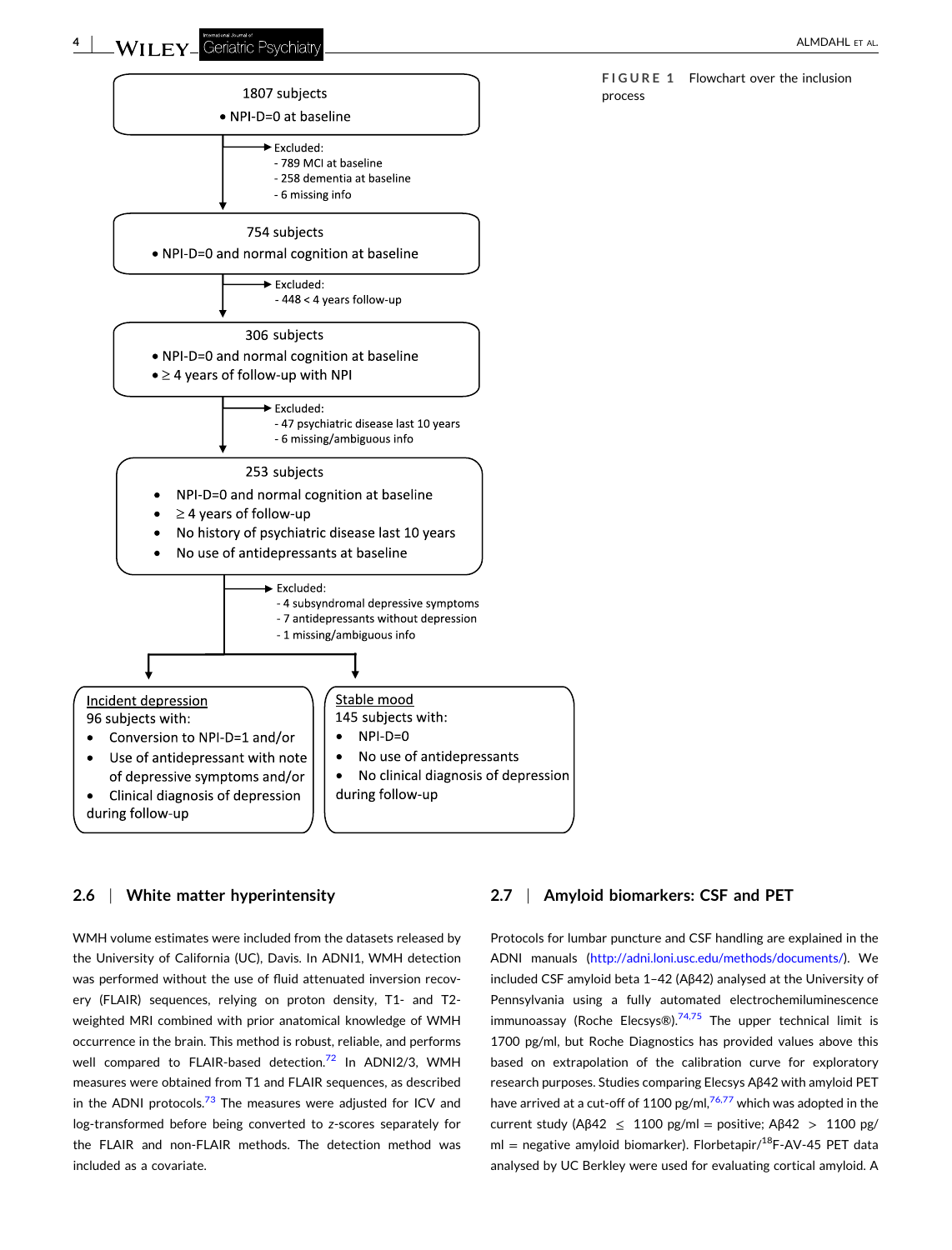1807 subjects
- NPI-D=0 at baseline

Excluded:
- 789 MCI at baseline
- 258 dementia at baseline
- 6 missing info

754 subjects
- NPI-D=0 and normal cognition at baseline

Excluded:
- 448 < 4 years follow-up

306 subjects
- NPI-D=0 and normal cognition at baseline
- ≥ 4 years of follow-up with NPI

Excluded:
- 47 psychiatric disease last 10 years
- 6 missing/ambiguous info

253 subjects
- NPI-D=0 and normal cognition at baseline
- ≥ 4 years of follow-up
- No history of psychiatric disease last 10 years
- No use of antidepressants at baseline

Excluded:
- 4 subsyndromal depressive symptoms
- 7 antidepressants without depression
- 1 missing/ambiguous info

Incident depression
96 subjects with:
- Conversion to NPI-D=1 and/or
- Use of antidepressant with note of depressive symptoms and/or
- Clinical diagnosis of depression during follow-up

Stable mood
145 subjects with:
- NPI-D=0
- No use of antidepressants
- No clinical diagnosis of depression during follow-up

**FIGURE 1** Flowchart over the inclusion process

## 2.6 | White matter hyperintensity

WMH volume estimates were included from the datasets released by the University of California (UC), Davis. In ADNI1, WMH detection was performed without the use of fluid attenuated inversion recovery (FLAIR) sequences, relying on proton density, T1- and T2-weighted MRI combined with prior anatomical knowledge of WMH occurrence in the brain. This method is robust, reliable, and performs well compared to FLAIR-based detection.[72] In ADNI2/3, WMH measures were obtained from T1 and FLAIR sequences, as described in the ADNI protocols.[73] The measures were adjusted for ICV and log-transformed before being converted to *z*-scores separately for the FLAIR and non-FLAIR methods. The detection method was included as a covariate.

## 2.7 | Amyloid biomarkers: CSF and PET

Protocols for lumbar puncture and CSF handling are explained in the ADNI manuals (http://adni.loni.usc.edu/methods/documents/). We included CSF amyloid beta 1–42 (Aβ42) analysed at the University of Pennsylvania using a fully automated electrochemiluminescence immunoassay (Roche Elecsys®).[74,75] The upper technical limit is 1700 pg/ml, but Roche Diagnostics has provided values above this based on extrapolation of the calibration curve for exploratory research purposes. Studies comparing Elecsys Aβ42 with amyloid PET have arrived at a cut-off of 1100 pg/ml,[76,77] which was adopted in the current study (Aβ42 $\leq$ 1100 pg/ml = positive; Aβ42 $>$ 1100 pg/ml = negative amyloid biomarker). Florbetapir/$^{18}$F-AV-45 PET data analysed by UC Berkley were used for evaluating cortical amyloid. A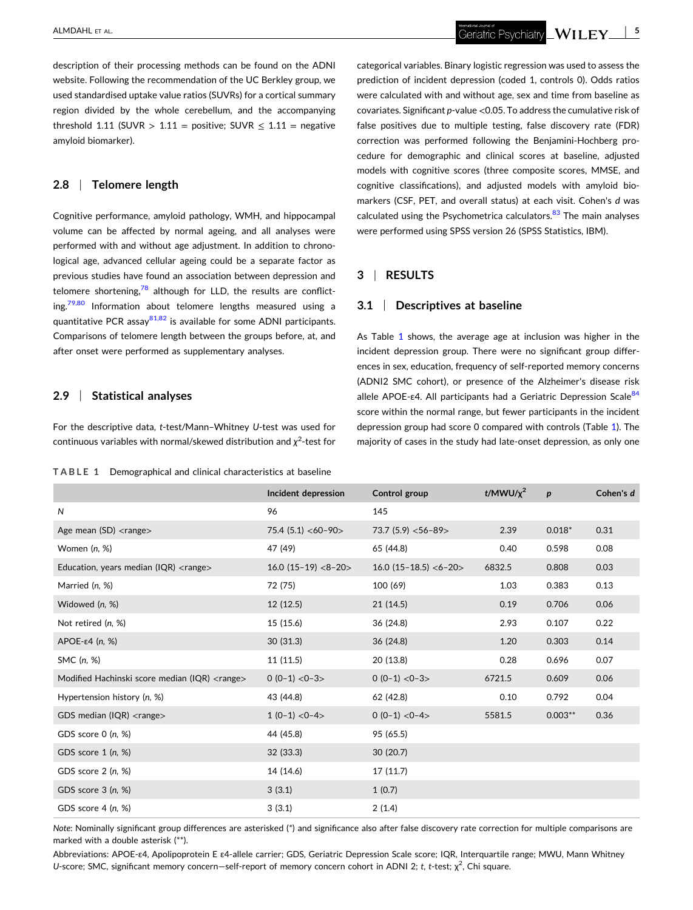description of their processing methods can be found on the ADNI website. Following the recommendation of the UC Berkley group, we used standardised uptake value ratios (SUVRs) for a cortical summary region divided by the whole cerebellum, and the accompanying threshold 1.11 (SUVR > 1.11 = positive; SUVR ≤ 1.11 = negative amyloid biomarker).

### 2.8 | Telomere length

Cognitive performance, amyloid pathology, WMH, and hippocampal volume can be affected by normal ageing, and all analyses were performed with and without age adjustment. In addition to chronological age, advanced cellular ageing could be a separate factor as previous studies have found an association between depression and telomere shortening,[78] although for LLD, the results are conflicting.[79,80] Information about telomere lengths measured using a quantitative PCR assay[81,82] is available for some ADNI participants. Comparisons of telomere length between the groups before, at, and after onset were performed as supplementary analyses.

### 2.9 | Statistical analyses

For the descriptive data, *t*-test/Mann–Whitney *U*-test was used for continuous variables with normal/skewed distribution and $\chi^2$-test for categorical variables. Binary logistic regression was used to assess the prediction of incident depression (coded 1, controls 0). Odds ratios were calculated with and without age, sex and time from baseline as covariates. Significant *p*-value <0.05. To address the cumulative risk of false positives due to multiple testing, false discovery rate (FDR) correction was performed following the Benjamini-Hochberg procedure for demographic and clinical scores at baseline, adjusted models with cognitive scores (three composite scores, MMSE, and cognitive classifications), and adjusted models with amyloid biomarkers (CSF, PET, and overall status) at each visit. Cohen's *d* was calculated using the Psychometrica calculators.[83] The main analyses were performed using SPSS version 26 (SPSS Statistics, IBM).

## 3 | RESULTS

### 3.1 | Descriptives at baseline

As Table 1 shows, the average age at inclusion was higher in the incident depression group. There were no significant group differences in sex, education, frequency of self-reported memory concerns (ADNI2 SMC cohort), or presence of the Alzheimer's disease risk allele APOE-ε4. All participants had a Geriatric Depression Scale[84] score within the normal range, but fewer participants in the incident depression group had score 0 compared with controls (Table 1). The majority of cases in the study had late-onset depression, as only one

**TABLE 1** Demographical and clinical characteristics at baseline

| | Incident depression | Control group | $t$/MWU/$\chi^2$ | $p$ | Cohen's $d$ |
|---|---|---|---|---|---|
| *N* | 96 | 145 | | | |
| Age mean (SD) <range> | 75.4 (5.1) <60–90> | 73.7 (5.9) <56–89> | 2.39 | 0.018* | 0.31 |
| Women (*n*, %) | 47 (49) | 65 (44.8) | 0.40 | 0.598 | 0.08 |
| Education, years median (IQR) <range> | 16.0 (15–19) <8–20> | 16.0 (15–18.5) <6–20> | 6832.5 | 0.808 | 0.03 |
| Married (*n*, %) | 72 (75) | 100 (69) | 1.03 | 0.383 | 0.13 |
| Widowed (*n*, %) | 12 (12.5) | 21 (14.5) | 0.19 | 0.706 | 0.06 |
| Not retired (*n*, %) | 15 (15.6) | 36 (24.8) | 2.93 | 0.107 | 0.22 |
| APOE-ε4 (*n*, %) | 30 (31.3) | 36 (24.8) | 1.20 | 0.303 | 0.14 |
| SMC (*n*, %) | 11 (11.5) | 20 (13.8) | 0.28 | 0.696 | 0.07 |
| Modified Hachinski score median (IQR) <range> | 0 (0–1) <0–3> | 0 (0–1) <0–3> | 6721.5 | 0.609 | 0.06 |
| Hypertension history (*n*, %) | 43 (44.8) | 62 (42.8) | 0.10 | 0.792 | 0.04 |
| GDS median (IQR) <range> | 1 (0–1) <0–4> | 0 (0–1) <0–4> | 5581.5 | 0.003** | 0.36 |
| GDS score 0 (*n*, %) | 44 (45.8) | 95 (65.5) | | | |
| GDS score 1 (*n*, %) | 32 (33.3) | 30 (20.7) | | | |
| GDS score 2 (*n*, %) | 14 (14.6) | 17 (11.7) | | | |
| GDS score 3 (*n*, %) | 3 (3.1) | 1 (0.7) | | | |
| GDS score 4 (*n*, %) | 3 (3.1) | 2 (1.4) | | | |

*Note*: Nominally significant group differences are asterisked (*) and significance also after false discovery rate correction for multiple comparisons are marked with a double asterisk (**).

Abbreviations: APOE-ε4, Apolipoprotein E ε4-allele carrier; GDS, Geriatric Depression Scale score; IQR, Interquartile range; MWU, Mann Whitney *U*-score; SMC, significant memory concern—self-report of memory concern cohort in ADNI 2; *t*, *t*-test; $\chi^2$, Chi square.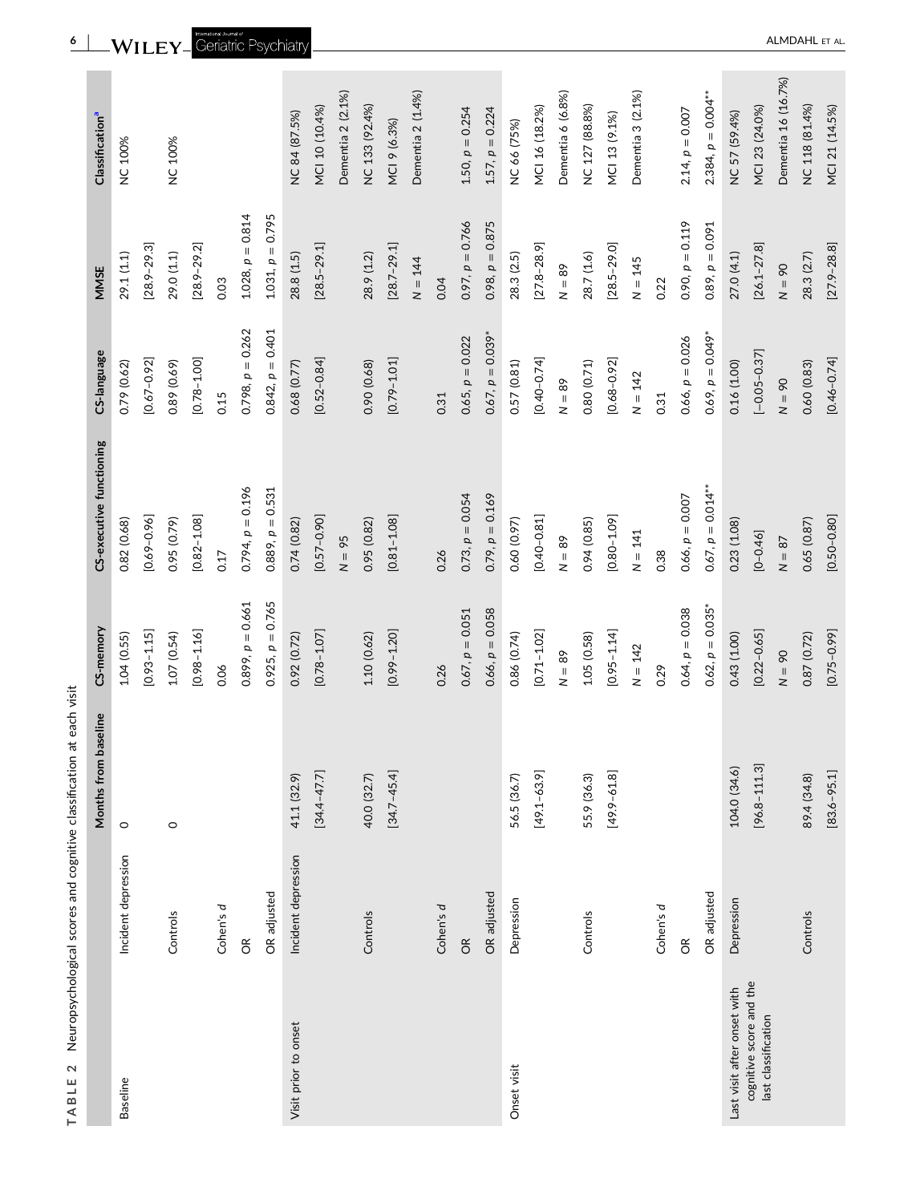**TABLE 2** Neuropsychological scores and cognitive classification at each visit

| | | Months from baseline | CS-memory | CS-executive functioning | CS-language | MMSE | Classification[a] |
|---|---|---|---|---|---|---|---|
| Baseline | Incident depression | 0 | 1.04 (0.55) | 0.82 (0.68) | 0.79 (0.62) | 29.1 (1.1) | NC 100% |
| | | | [0.93–1.15] | [0.69–0.96] | [0.67–0.92] | [28.9–29.3] | |
| | Controls | 0 | 1.07 (0.54) | 0.95 (0.79) | 0.89 (0.69) | 29.0 (1.1) | NC 100% |
| | | | [0.98–1.16] | [0.82–1.08] | [0.78–1.00] | [28.9–29.2] | |
| | Cohen's *d* | | 0.06 | 0.17 | 0.15 | 0.03 | |
| | OR | | 0.899, $p = 0.661$ | 0.794, $p = 0.196$ | 0.798, $p = 0.262$ | 1.028, $p = 0.814$ | |
| | OR adjusted | | 0.925, $p = 0.765$ | 0.889, $p = 0.531$ | 0.842, $p = 0.401$ | 1.031, $p = 0.795$ | |
| Visit prior to onset | Incident depression | 41.1 (32.9) | 0.92 (0.72) | 0.74 (0.82) | 0.68 (0.77) | 28.8 (1.5) | NC 84 (87.5%) |
| | | [34.4–47.7] | [0.78–1.07] | [0.57–0.90] | [0.52–0.84] | [28.5–29.1] | MCI 10 (10.4%) |
| | | | | $N = 95$ | | | Dementia 2 (2.1%) |
| | Controls | 40.0 (32.7) | 1.10 (0.62) | 0.95 (0.82) | 0.90 (0.68) | 28.9 (1.2) | NC 133 (92.4%) |
| | | [34.7–45.4] | [0.99–1.20] | [0.81–1.08] | [0.79–1.01] | [28.7–29.1] | MCI 9 (6.3%) |
| | | | | | | $N = 144$ | Dementia 2 (1.4%) |
| | Cohen's *d* | | 0.26 | 0.26 | 0.31 | 0.04 | |
| | OR | | 0.67, $p = 0.051$ | 0.73, $p = 0.054$ | 0.65, $p = 0.022$ | 0.97, $p = 0.766$ | 1.50, $p = 0.254$ |
| | OR adjusted | | 0.66, $p = 0.058$ | 0.79, $p = 0.169$ | 0.67, $p = 0.039^{*}$ | 0.98, $p = 0.875$ | 1.57, $p = 0.224$ |
| Onset visit | Depression | 56.5 (36.7) | 0.86 (0.74) | 0.60 (0.97) | 0.57 (0.81) | 28.3 (2.5) | NC 66 (75%) |
| | | [49.1–63.9] | [0.71–1.02] | [0.40–0.81] | [0.40–0.74] | [27.8–28.9] | MCI 16 (18.2%) |
| | | | $N = 89$ | $N = 89$ | $N = 89$ | $N = 89$ | Dementia 6 (6.8%) |
| | Controls | 55.9 (36.3) | 1.05 (0.58) | 0.94 (0.85) | 0.80 (0.71) | 28.7 (1.6) | NC 127 (88.8%) |
| | | [49.9–61.8] | [0.95–1.14] | [0.80–1.09] | [0.68–0.92] | [28.5–29.0] | MCI 13 (9.1%) |
| | | | $N = 142$ | $N = 141$ | $N = 142$ | $N = 145$ | Dementia 3 (2.1%) |
| | Cohen's *d* | | 0.29 | 0.38 | 0.31 | 0.22 | |
| | OR | | 0.64, $p = 0.038$ | 0.66, $p = 0.007$ | 0.66, $p = 0.026$ | 0.90, $p = 0.119$ | 2.14, $p = 0.007$ |
| | OR adjusted | | 0.62, $p = 0.035^{*}$ | 0.67, $p = 0.014^{**}$ | 0.69, $p = 0.049^{*}$ | 0.89, $p = 0.091$ | 2.384, $p = 0.004^{**}$ |
| Last visit after onset with cognitive score and the last classification | Depression | 104.0 (34.6) | 0.43 (1.00) | 0.23 (1.08) | 0.16 (1.00) | 27.0 (4.1) | NC 57 (59.4%) |
| | | [96.8–111.3] | [0.22–0.65] | [0–0.46] | [−0.05–0.37] | [26.1–27.8] | MCI 23 (24.0%) |
| | | | $N = 90$ | $N = 87$ | $N = 90$ | $N = 90$ | Dementia 16 (16.7%) |
| | Controls | 89.4 (34.8) | 0.87 (0.72) | 0.65 (0.87) | 0.60 (0.83) | 28.3 (2.7) | NC 118 (81.4%) |
| | | [83.6–95.1] | [0.75–0.99] | [0.50–0.80] | [0.46–0.74] | [27.9–28.8] | MCI 21 (14.5%) |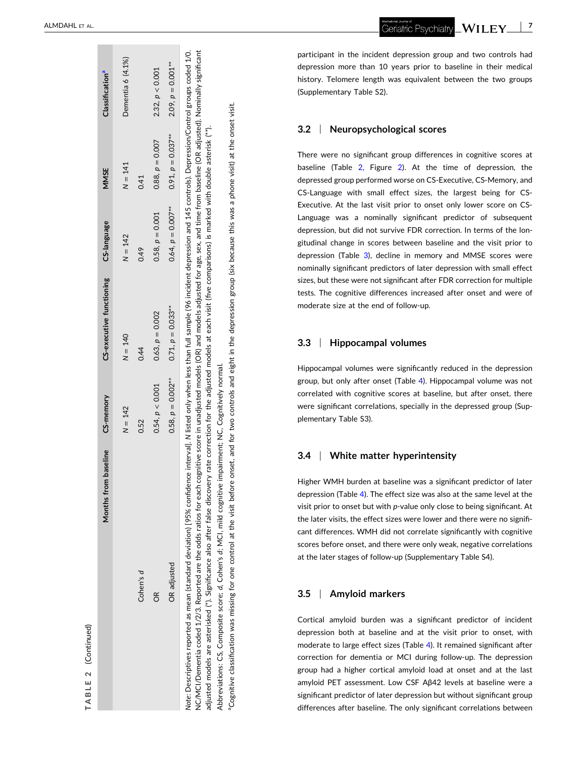TABLE 2 (Continued)

| | Months from baseline | CS-memory | CS-executive functioning | CS-language | MMSE | Classification[a] |
|---|---|---|---|---|---|---|
| | | $N = 142$ | $N = 140$ | $N = 142$ | $N = 141$ | Dementia 6 (4.1%) |
| Cohen's *d* | | 0.52 | 0.44 | 0.49 | 0.41 | |
| OR | | 0.54, $p < 0.001$ | 0.63, $p = 0.002$ | 0.58, $p = 0.001$ | 0.88, $p = 0.007$ | 2.32, $p < 0.001$ |
| OR adjusted | | 0.58, $p = 0.002$** | 0.71, $p = 0.033$** | 0.64, $p = 0.007$** | 0.91, $p = 0.037$** | 2.09, $p = 0.001$** |

*Note*: Descriptives reported as mean (standard deviation) [95% confidence interval]. *N* listed only when less than full sample (96 incident depression and 145 controls). Depression/Control groups coded 1/0. NC/MCI/Dementia coded 1/2/3. Reported are the odds ratios for each cognitive score in unadjusted models (OR) and models adjusted for age, sex, and time from baseline (OR adjusted). Nominally significant adjusted models are asterisked (*). Significance also after false discovery rate correction for the adjusted models at each visit (five comparisons) is marked with double asterisk (**).

Abbreviations: CS, Composite score; *d*, Cohen's *d*; MCI, mild cognitive impairment; NC, Cognitively normal.

[a]Cognitive classification was missing for one control at the visit before onset, and for two controls and eight in the depression group (six because this was a phone visit) at the onset visit.

participant in the incident depression group and two controls had depression more than 10 years prior to baseline in their medical history. Telomere length was equivalent between the two groups (Supplementary Table S2).

### 3.2 | Neuropsychological scores

There were no significant group differences in cognitive scores at baseline (Table 2, Figure 2). At the time of depression, the depressed group performed worse on CS-Executive, CS-Memory, and CS-Language with small effect sizes, the largest being for CS-Executive. At the last visit prior to onset only lower score on CS-Language was a nominally significant predictor of subsequent depression, but did not survive FDR correction. In terms of the longitudinal change in scores between baseline and the visit prior to depression (Table 3), decline in memory and MMSE scores were nominally significant predictors of later depression with small effect sizes, but these were not significant after FDR correction for multiple tests. The cognitive differences increased after onset and were of moderate size at the end of follow-up.

### 3.3 | Hippocampal volumes

Hippocampal volumes were significantly reduced in the depression group, but only after onset (Table 4). Hippocampal volume was not correlated with cognitive scores at baseline, but after onset, there were significant correlations, specially in the depressed group (Supplementary Table S3).

### 3.4 | White matter hyperintensity

Higher WMH burden at baseline was a significant predictor of later depression (Table 4). The effect size was also at the same level at the visit prior to onset but with *p*-value only close to being significant. At the later visits, the effect sizes were lower and there were no significant differences. WMH did not correlate significantly with cognitive scores before onset, and there were only weak, negative correlations at the later stages of follow-up (Supplementary Table S4).

### 3.5 | Amyloid markers

Cortical amyloid burden was a significant predictor of incident depression both at baseline and at the visit prior to onset, with moderate to large effect sizes (Table 4). It remained significant after correction for dementia or MCI during follow-up. The depression group had a higher cortical amyloid load at onset and at the last amyloid PET assessment. Low CSF Aβ42 levels at baseline were a significant predictor of later depression but without significant group differences after baseline. The only significant correlations between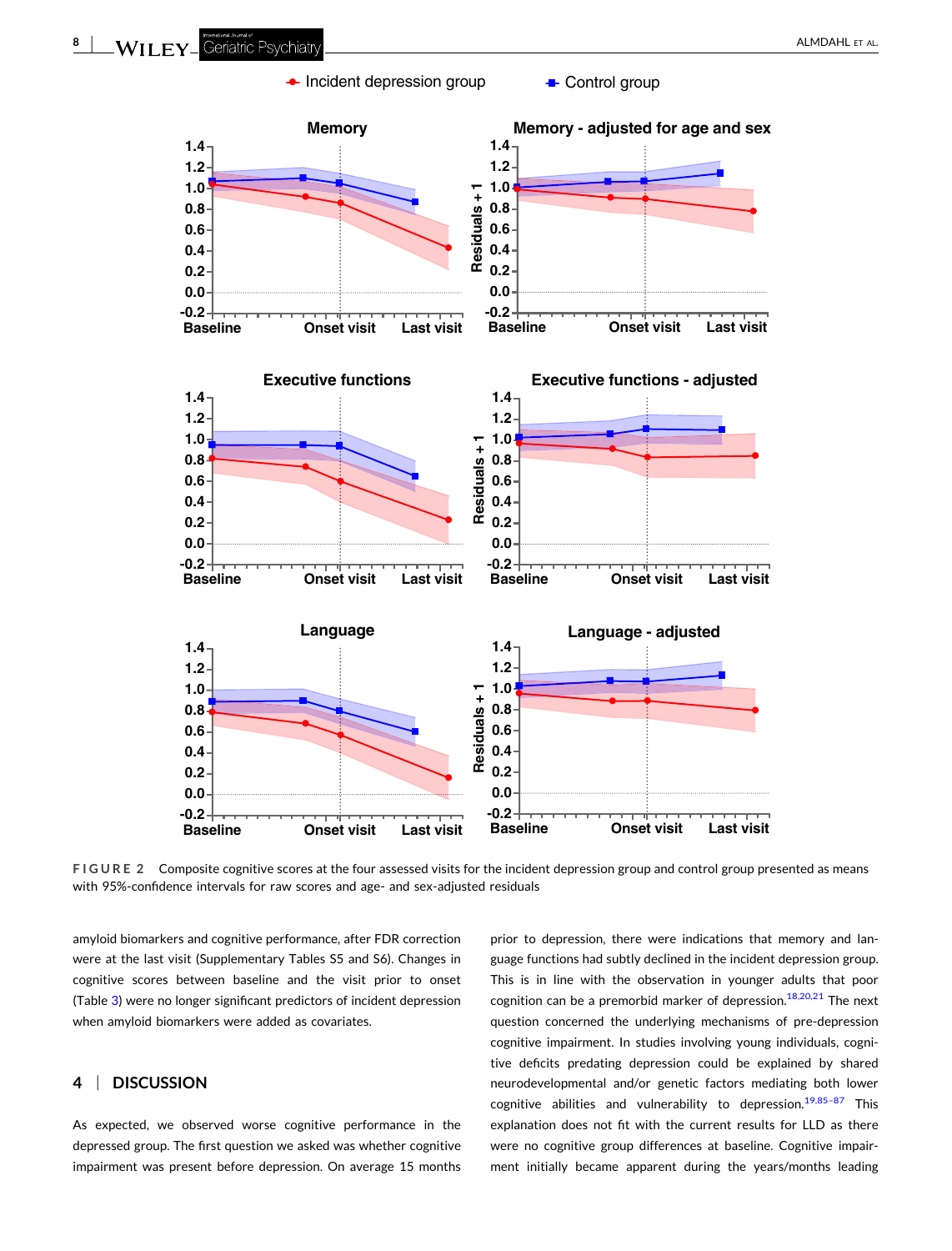FIGURE 2 Composite cognitive scores at the four assessed visits for the incident depression group and control group presented as means with 95%-confidence intervals for raw scores and age- and sex-adjusted residuals

amyloid biomarkers and cognitive performance, after FDR correction were at the last visit (Supplementary Tables S5 and S6). Changes in cognitive scores between baseline and the visit prior to onset (Table 3) were no longer significant predictors of incident depression when amyloid biomarkers were added as covariates.

## 4 | DISCUSSION

As expected, we observed worse cognitive performance in the depressed group. The first question we asked was whether cognitive impairment was present before depression. On average 15 months prior to depression, there were indications that memory and language functions had subtly declined in the incident depression group. This is in line with the observation in younger adults that poor cognition can be a premorbid marker of depression.[18,20,21] The next question concerned the underlying mechanisms of pre-depression cognitive impairment. In studies involving young individuals, cognitive deficits predating depression could be explained by shared neurodevelopmental and/or genetic factors mediating both lower cognitive abilities and vulnerability to depression.[19,85–87] This explanation does not fit with the current results for LLD as there were no cognitive group differences at baseline. Cognitive impairment initially became apparent during the years/months leading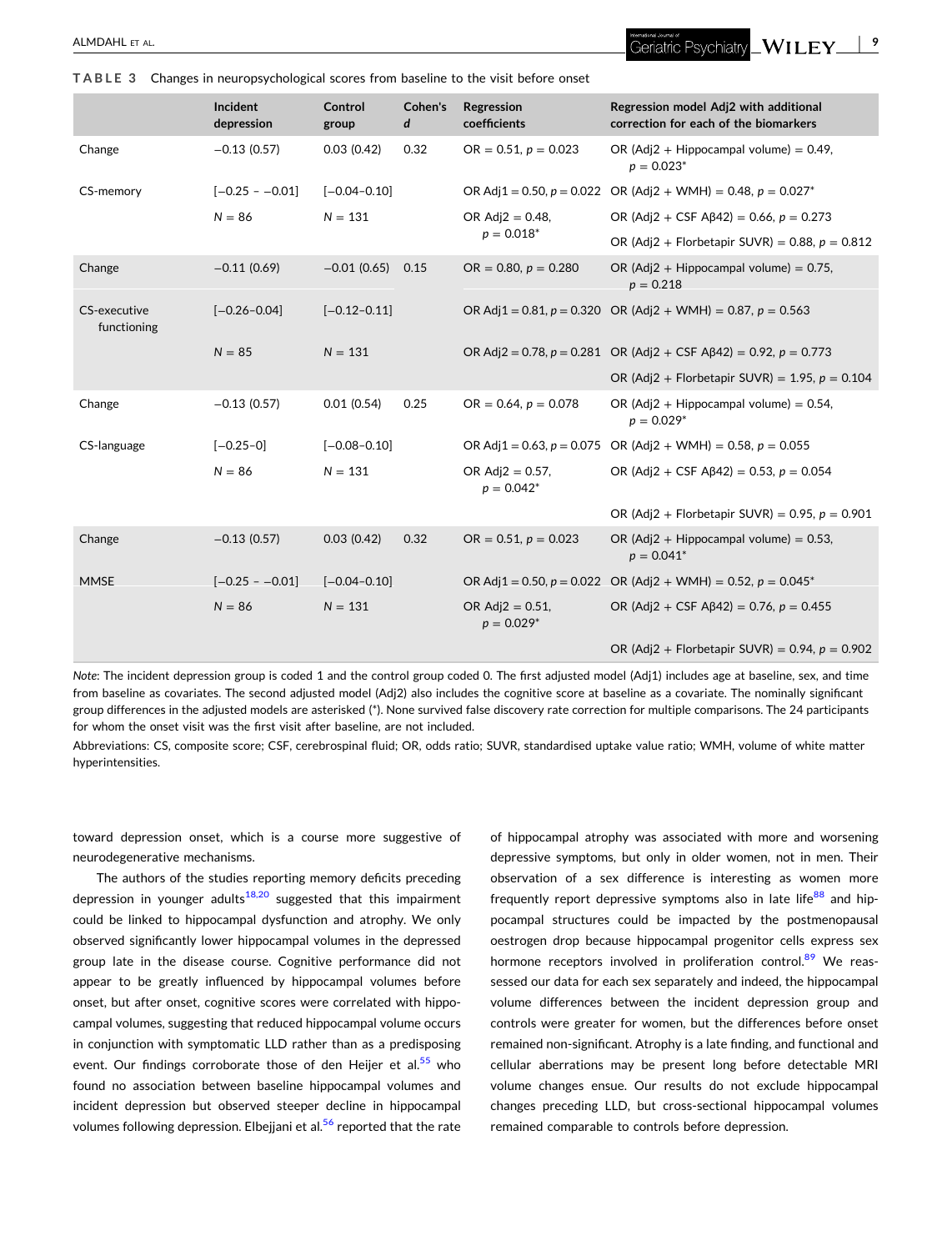**TABLE 3** Changes in neuropsychological scores from baseline to the visit before onset

| | Incident depression | Control group | Cohen's *d* | Regression coefficients | Regression model Adj2 with additional correction for each of the biomarkers |
|---|---|---|---|---|---|
| Change | −0.13 (0.57) | 0.03 (0.42) | 0.32 | OR = 0.51, $p = 0.023$ | OR (Adj2 + Hippocampal volume) = 0.49, $p = 0.023$* |
| CS-memory | [−0.25 – −0.01] | [−0.04–0.10] | | OR Adj1 = 0.50, $p = 0.022$ | OR (Adj2 + WMH) = 0.48, $p = 0.027$* |
| | $N = 86$ | $N = 131$ | | OR Adj2 = 0.48, $p = 0.018$* | OR (Adj2 + CSF Aβ42) = 0.66, $p = 0.273$ |
| | | | | | OR (Adj2 + Florbetapir SUVR) = 0.88, $p = 0.812$ |
| Change | −0.11 (0.69) | −0.01 (0.65) | 0.15 | OR = 0.80, $p = 0.280$ | OR (Adj2 + Hippocampal volume) = 0.75, $p = 0.218$ |
| CS-executive functioning | [−0.26–0.04] | [−0.12–0.11] | | OR Adj1 = 0.81, $p = 0.320$ | OR (Adj2 + WMH) = 0.87, $p = 0.563$ |
| | $N = 85$ | $N = 131$ | | OR Adj2 = 0.78, $p = 0.281$ | OR (Adj2 + CSF Aβ42) = 0.92, $p = 0.773$ |
| | | | | | OR (Adj2 + Florbetapir SUVR) = 1.95, $p = 0.104$ |
| Change | −0.13 (0.57) | 0.01 (0.54) | 0.25 | OR = 0.64, $p = 0.078$ | OR (Adj2 + Hippocampal volume) = 0.54, $p = 0.029$* |
| CS-language | [−0.25–0] | [−0.08–0.10] | | OR Adj1 = 0.63, $p = 0.075$ | OR (Adj2 + WMH) = 0.58, $p = 0.055$ |
| | $N = 86$ | $N = 131$ | | OR Adj2 = 0.57, $p = 0.042$* | OR (Adj2 + CSF Aβ42) = 0.53, $p = 0.054$ |
| | | | | | OR (Adj2 + Florbetapir SUVR) = 0.95, $p = 0.901$ |
| Change | −0.13 (0.57) | 0.03 (0.42) | 0.32 | OR = 0.51, $p = 0.023$ | OR (Adj2 + Hippocampal volume) = 0.53, $p = 0.041$* |
| MMSE | [−0.25 – −0.01] | [−0.04–0.10] | | OR Adj1 = 0.50, $p = 0.022$ | OR (Adj2 + WMH) = 0.52, $p = 0.045$* |
| | $N = 86$ | $N = 131$ | | OR Adj2 = 0.51, $p = 0.029$* | OR (Adj2 + CSF Aβ42) = 0.76, $p = 0.455$ |
| | | | | | OR (Adj2 + Florbetapir SUVR) = 0.94, $p = 0.902$ |

*Note*: The incident depression group is coded 1 and the control group coded 0. The first adjusted model (Adj1) includes age at baseline, sex, and time from baseline as covariates. The second adjusted model (Adj2) also includes the cognitive score at baseline as a covariate. The nominally significant group differences in the adjusted models are asterisked (*). None survived false discovery rate correction for multiple comparisons. The 24 participants for whom the onset visit was the first visit after baseline, are not included.

Abbreviations: CS, composite score; CSF, cerebrospinal fluid; OR, odds ratio; SUVR, standardised uptake value ratio; WMH, volume of white matter hyperintensities.

toward depression onset, which is a course more suggestive of neurodegenerative mechanisms.

The authors of the studies reporting memory deficits preceding depression in younger adults[18,20] suggested that this impairment could be linked to hippocampal dysfunction and atrophy. We only observed significantly lower hippocampal volumes in the depressed group late in the disease course. Cognitive performance did not appear to be greatly influenced by hippocampal volumes before onset, but after onset, cognitive scores were correlated with hippocampal volumes, suggesting that reduced hippocampal volume occurs in conjunction with symptomatic LLD rather than as a predisposing event. Our findings corroborate those of den Heijer et al.[55] who found no association between baseline hippocampal volumes and incident depression but observed steeper decline in hippocampal volumes following depression. Elbejjani et al.[56] reported that the rate of hippocampal atrophy was associated with more and worsening depressive symptoms, but only in older women, not in men. Their observation of a sex difference is interesting as women more frequently report depressive symptoms also in late life[88] and hippocampal structures could be impacted by the postmenopausal oestrogen drop because hippocampal progenitor cells express sex hormone receptors involved in proliferation control.[89] We reassessed our data for each sex separately and indeed, the hippocampal volume differences between the incident depression group and controls were greater for women, but the differences before onset remained non-significant. Atrophy is a late finding, and functional and cellular aberrations may be present long before detectable MRI volume changes ensue. Our results do not exclude hippocampal changes preceding LLD, but cross-sectional hippocampal volumes remained comparable to controls before depression.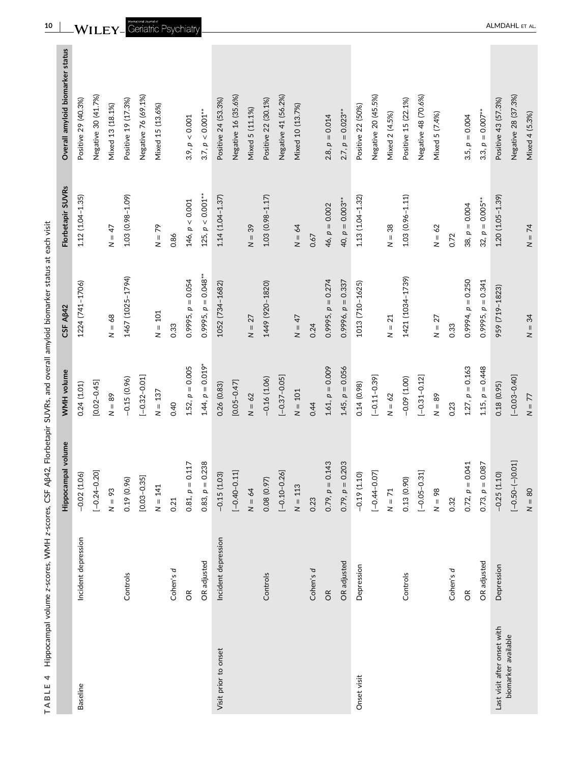**TABLE 4** Hippocampal volume z-scores, WMH z-scores, CSF Aβ42, Florbetapir SUVRs, and overall amyloid biomarker status at each visit

| | | Hippocampal volume | WMH volume | CSF Aβ42 | Florbetapir SUVRs | Overall amyloid biomarker status |
|---|---|---|---|---|---|---|
| Baseline | Incident depression | −0.02 (1.06) | 0.24 (1.01) | 1224 (741–1706) | 1.12 (1.04–1.35) | Positive 29 (40.3%) |
| | | [−0.24–0.20] | [0.02–0.45] | | | Negative 30 (41.7%) |
| | | $N = 93$ | $N = 89$ | $N = 68$ | $N = 47$ | Mixed 13 (18.1%) |
| | Controls | 0.19 (0.96) | −0.15 (0.96) | 1467 (1025–1794) | 1.03 (0.98–1.09) | Positive 19 (17.3%) |
| | | [0.03–0.35] | [−0.32–0.01] | | | Negative 76 (69.1%) |
| | | $N = 141$ | $N = 137$ | $N = 101$ | $N = 79$ | Mixed 15 (13.6%) |
| | Cohen's *d* | 0.21 | 0.40 | 0.33 | 0.86 | |
| | OR | 0.81, $p = 0.117$ | 1.52, $p = 0.005$ | 0.9995, $p = 0.054$ | 146, $p < 0.001$ | 3.9, $p < 0.001$ |
| | OR adjusted | 0.83, $p = 0.238$ | 1.44, $p = 0.019$* | 0.9995, $p = 0.048$** | 125, $p < 0.001$** | 3.7, $p < 0.001$** |
| Visit prior to onset | Incident depression | −0.15 (1.03) | 0.26 (0.83) | 1052 (734–1682) | 1.14 (1.04–1.37) | Positive 24 (53.3%) |
| | | [−0.40–0.11] | [0.05–0.47] | | | Negative 16 (35.6%) |
| | | $N = 64$ | $N = 62$ | $N = 27$ | $N = 39$ | Mixed 5 (11.1%) |
| | Controls | 0.08 (0.97) | −0.16 (1.06) | 1449 (920–1820) | 1.03 (0.98–1.17) | Positive 22 (30.1%) |
| | | [−0.10–0.26] | [−0.37–0.05] | | | Negative 41 (56.2%) |
| | | $N = 113$ | $N = 101$ | $N = 47$ | $N = 64$ | Mixed 10 (13.7%) |
| | Cohen's *d* | 0.23 | 0.44 | 0.24 | 0.67 | |
| | OR | 0.79, $p = 0.143$ | 1.61, $p = 0.009$ | 0.9995, $p = 0.274$ | 46, $p = 0.002$ | 2.8, $p = 0.014$ |
| | OR adjusted | 0.79, $p = 0.203$ | 1.45, $p = 0.056$ | 0.9996, $p = 0.337$ | 40, $p = 0.003$** | 2.7, $p = 0.023$** |
| Onset visit | Depression | −0.19 (1.10) | 0.14 (0.98) | 1013 (710–1625) | 1.13 (1.04–1.32) | Positive 22 (50%) |
| | | [−0.44–0.07] | [−0.11–0.39] | | | Negative 20 (45.5%) |
| | | $N = 71$ | $N = 62$ | $N = 21$ | $N = 38$ | Mixed 2 (4.5%) |
| | Controls | 0.13 (0.90) | −0.09 (1.00) | 1421 (1034–1739) | 1.03 (0.96–1.11) | Positive 15 (22.1%) |
| | | [−0.05–0.31] | [−0.31–0.12] | | | Negative 48 (70.6%) |
| | | $N = 98$ | $N = 89$ | $N = 27$ | $N = 62$ | Mixed 5 (7.4%) |
| | Cohen's *d* | 0.32 | 0.23 | 0.33 | 0.72 | |
| | OR | 0.72, $p = 0.041$ | 1.27, $p = 0.163$ | 0.9994, $p = 0.250$ | 38, $p = 0.004$ | 3.5, $p = 0.004$ |
| | OR adjusted | 0.73, $p = 0.087$ | 1.15, $p = 0.448$ | 0.9995, $p = 0.341$ | 32, $p = 0.005$** | 3.3, $p = 0.007$** |
| Last visit after onset with biomarker available | Depression | −0.25 (1.10) | 0.18 (0.95) | 959 (719–1823) | 1.20 (1.05–1.39) | Positive 43 (57.3%) |
| | | [−0.50–(−)0.01] | [−0.03–0.40] | | | Negative 28 (37.3%) |
| | | $N = 80$ | $N = 77$ | $N = 34$ | $N = 74$ | Mixed 4 (5.3%) |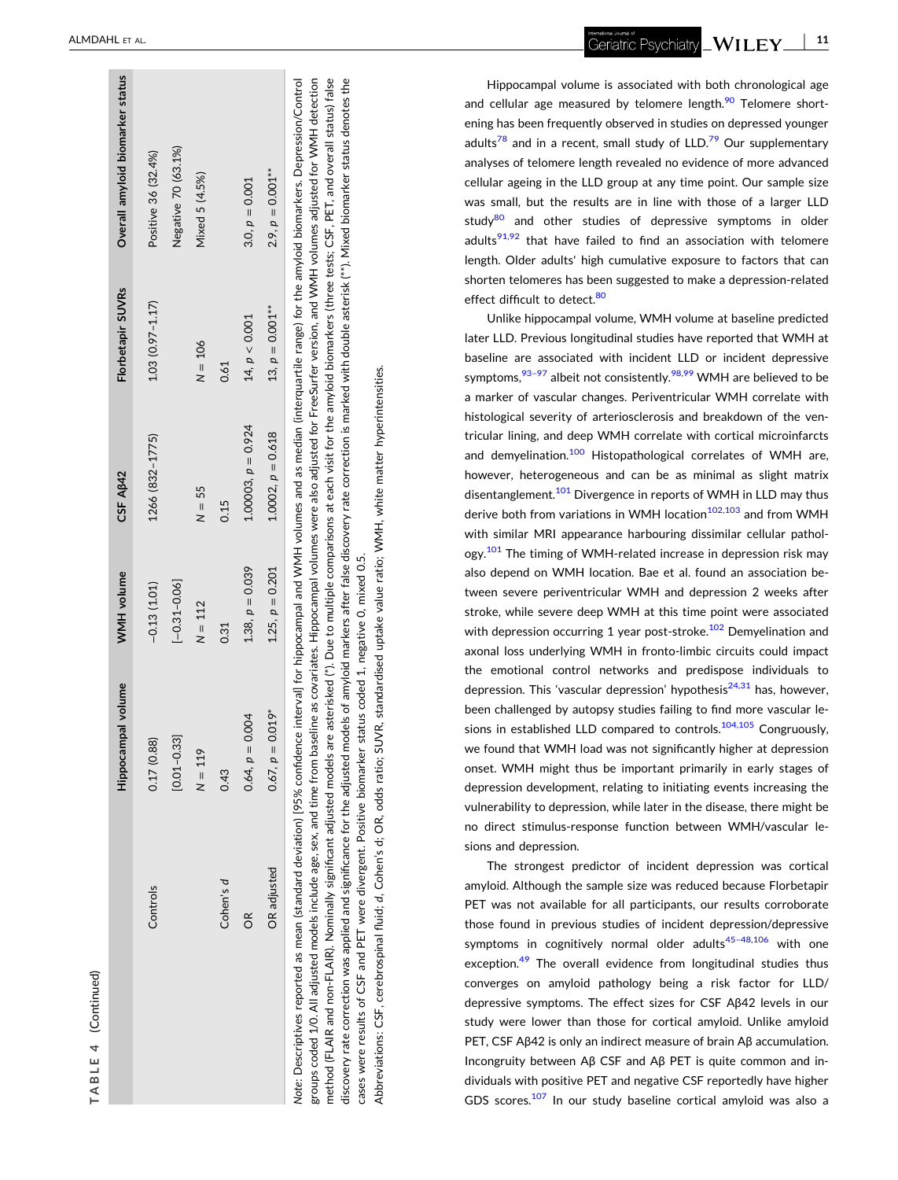**TABLE 4** (Continued)

| | | Hippocampal volume | WMH volume | CSF Aβ42 | Florbetapir SUVRs | Overall amyloid biomarker status |
|---|---|---|---|---|---|---|
| | Controls | 0.17 (0.88) | −0.13 (1.01) | 1266 (832–1775) | 1.03 (0.97–1.17) | Positive 36 (32.4%) |
| | | [0.01–0.33] | [−0.31–0.06] | | | Negative 70 (63.1%) |
| | | N = 119 | N = 112 | N = 55 | N = 106 | Mixed 5 (4.5%) |
| | Cohen's *d* | 0.43 | 0.31 | 0.15 | 0.61 | |
| | OR | 0.64, $p = 0.004$ | 1.38, $p = 0.039$ | 1.00003, $p = 0.924$ | 14, $p < 0.001$ | 3.0, $p = 0.001$ |
| | OR adjusted | 0.67, $p = 0.019$* | 1.25, $p = 0.201$ | 1.0002, $p = 0.618$ | 13, $p = 0.001$** | 2.9, $p = 0.001$** |

*Note*: Descriptives reported as mean (standard deviation) [95% confidence interval] for hippocampal and WMH volumes and as median (interquartile range) for the amyloid biomarkers. Depression/Control groups coded 1/0. All adjusted models include age, sex, and time from baseline as covariates. Hippocampal volumes were also adjusted for FreeSurfer version, and WMH volumes adjusted for WMH detection method (FLAIR and non-FLAIR). Nominally significant adjusted models are asterisked (*). Due to multiple comparisons at each visit for the amyloid biomarkers (three tests; CSF, PET, and overall status) false discovery rate correction was applied and significance for the adjusted models of amyloid markers after false discovery rate correction is marked with double asterisk (**). Mixed biomarker status denotes the cases were results of CSF and PET were divergent. Positive biomarker status coded 1, negative 0, mixed 0.5.

Abbreviations: CSF, cerebrospinal fluid; *d*, Cohen's d; OR, odds ratio; SUVR, standardised uptake value ratio; WMH, white matter hyperintensities.

Hippocampal volume is associated with both chronological age and cellular age measured by telomere length.[90] Telomere shortening has been frequently observed in studies on depressed younger adults[78] and in a recent, small study of LLD.[79] Our supplementary analyses of telomere length revealed no evidence of more advanced cellular ageing in the LLD group at any time point. Our sample size was small, but the results are in line with those of a larger LLD study[80] and other studies of depressive symptoms in older adults[91,92] that have failed to find an association with telomere length. Older adults' high cumulative exposure to factors that can shorten telomeres has been suggested to make a depression-related effect difficult to detect.[80]

Unlike hippocampal volume, WMH volume at baseline predicted later LLD. Previous longitudinal studies have reported that WMH at baseline are associated with incident LLD or incident depressive symptoms,[93–97] albeit not consistently.[98,99] WMH are believed to be a marker of vascular changes. Periventricular WMH correlate with histological severity of arteriosclerosis and breakdown of the ventricular lining, and deep WMH correlate with cortical microinfarcts and demyelination.[100] Histopathological correlates of WMH are, however, heterogeneous and can be as minimal as slight matrix disentanglement.[101] Divergence in reports of WMH in LLD may thus derive both from variations in WMH location[102,103] and from WMH with similar MRI appearance harbouring dissimilar cellular pathology.[101] The timing of WMH-related increase in depression risk may also depend on WMH location. Bae et al. found an association between severe periventricular WMH and depression 2 weeks after stroke, while severe deep WMH at this time point were associated with depression occurring 1 year post-stroke.[102] Demyelination and axonal loss underlying WMH in fronto-limbic circuits could impact the emotional control networks and predispose individuals to depression. This 'vascular depression' hypothesis[24,31] has, however, been challenged by autopsy studies failing to find more vascular lesions in established LLD compared to controls.[104,105] Congruously, we found that WMH load was not significantly higher at depression onset. WMH might thus be important primarily in early stages of depression development, relating to initiating events increasing the vulnerability to depression, while later in the disease, there might be no direct stimulus-response function between WMH/vascular lesions and depression.

The strongest predictor of incident depression was cortical amyloid. Although the sample size was reduced because Florbetapir PET was not available for all participants, our results corroborate those found in previous studies of incident depression/depressive symptoms in cognitively normal older adults[45–48,106] with one exception.[49] The overall evidence from longitudinal studies thus converges on amyloid pathology being a risk factor for LLD/depressive symptoms. The effect sizes for CSF Aβ42 levels in our study were lower than those for cortical amyloid. Unlike amyloid PET, CSF Aβ42 is only an indirect measure of brain Aβ accumulation. Incongruity between Aβ CSF and Aβ PET is quite common and individuals with positive PET and negative CSF reportedly have higher GDS scores.[107] In our study baseline cortical amyloid was also a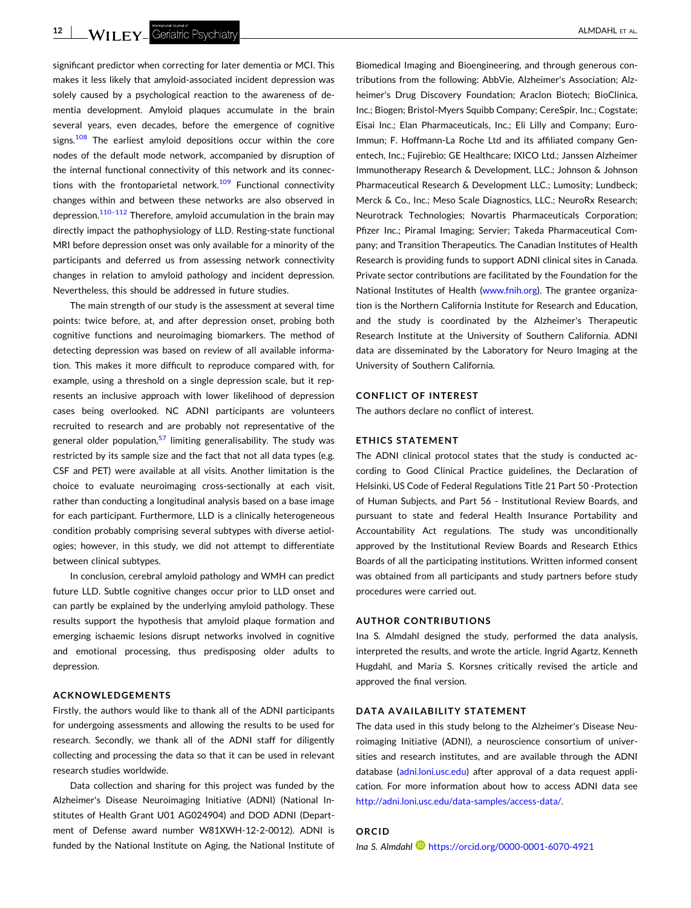significant predictor when correcting for later dementia or MCI. This makes it less likely that amyloid-associated incident depression was solely caused by a psychological reaction to the awareness of dementia development. Amyloid plaques accumulate in the brain several years, even decades, before the emergence of cognitive signs.[108] The earliest amyloid depositions occur within the core nodes of the default mode network, accompanied by disruption of the internal functional connectivity of this network and its connections with the frontoparietal network.[109] Functional connectivity changes within and between these networks are also observed in depression.[110–112] Therefore, amyloid accumulation in the brain may directly impact the pathophysiology of LLD. Resting-state functional MRI before depression onset was only available for a minority of the participants and deferred us from assessing network connectivity changes in relation to amyloid pathology and incident depression. Nevertheless, this should be addressed in future studies.

The main strength of our study is the assessment at several time points: twice before, at, and after depression onset, probing both cognitive functions and neuroimaging biomarkers. The method of detecting depression was based on review of all available information. This makes it more difficult to reproduce compared with, for example, using a threshold on a single depression scale, but it represents an inclusive approach with lower likelihood of depression cases being overlooked. NC ADNI participants are volunteers recruited to research and are probably not representative of the general older population,[57] limiting generalisability. The study was restricted by its sample size and the fact that not all data types (e.g. CSF and PET) were available at all visits. Another limitation is the choice to evaluate neuroimaging cross-sectionally at each visit, rather than conducting a longitudinal analysis based on a base image for each participant. Furthermore, LLD is a clinically heterogeneous condition probably comprising several subtypes with diverse aetiologies; however, in this study, we did not attempt to differentiate between clinical subtypes.

In conclusion, cerebral amyloid pathology and WMH can predict future LLD. Subtle cognitive changes occur prior to LLD onset and can partly be explained by the underlying amyloid pathology. These results support the hypothesis that amyloid plaque formation and emerging ischaemic lesions disrupt networks involved in cognitive and emotional processing, thus predisposing older adults to depression.

## ACKNOWLEDGEMENTS

Firstly, the authors would like to thank all of the ADNI participants for undergoing assessments and allowing the results to be used for research. Secondly, we thank all of the ADNI staff for diligently collecting and processing the data so that it can be used in relevant research studies worldwide.

Data collection and sharing for this project was funded by the Alzheimer's Disease Neuroimaging Initiative (ADNI) (National Institutes of Health Grant U01 AG024904) and DOD ADNI (Department of Defense award number W81XWH-12-2-0012). ADNI is funded by the National Institute on Aging, the National Institute of Biomedical Imaging and Bioengineering, and through generous contributions from the following: AbbVie, Alzheimer's Association; Alzheimer's Drug Discovery Foundation; Araclon Biotech; BioClinica, Inc.; Biogen; Bristol-Myers Squibb Company; CereSpir, Inc.; Cogstate; Eisai Inc.; Elan Pharmaceuticals, Inc.; Eli Lilly and Company; EuroImmun; F. Hoffmann-La Roche Ltd and its affiliated company Genentech, Inc.; Fujirebio; GE Healthcare; IXICO Ltd.; Janssen Alzheimer Immunotherapy Research & Development, LLC.; Johnson & Johnson Pharmaceutical Research & Development LLC.; Lumosity; Lundbeck; Merck & Co., Inc.; Meso Scale Diagnostics, LLC.; NeuroRx Research; Neurotrack Technologies; Novartis Pharmaceuticals Corporation; Pfizer Inc.; Piramal Imaging; Servier; Takeda Pharmaceutical Company; and Transition Therapeutics. The Canadian Institutes of Health Research is providing funds to support ADNI clinical sites in Canada. Private sector contributions are facilitated by the Foundation for the National Institutes of Health (www.fnih.org). The grantee organization is the Northern California Institute for Research and Education, and the study is coordinated by the Alzheimer's Therapeutic Research Institute at the University of Southern California. ADNI data are disseminated by the Laboratory for Neuro Imaging at the University of Southern California.

## CONFLICT OF INTEREST

The authors declare no conflict of interest.

## ETHICS STATEMENT

The ADNI clinical protocol states that the study is conducted according to Good Clinical Practice guidelines, the Declaration of Helsinki, US Code of Federal Regulations Title 21 Part 50 -Protection of Human Subjects, and Part 56 - Institutional Review Boards, and pursuant to state and federal Health Insurance Portability and Accountability Act regulations. The study was unconditionally approved by the Institutional Review Boards and Research Ethics Boards of all the participating institutions. Written informed consent was obtained from all participants and study partners before study procedures were carried out.

## AUTHOR CONTRIBUTIONS

Ina S. Almdahl designed the study, performed the data analysis, interpreted the results, and wrote the article. Ingrid Agartz, Kenneth Hugdahl, and Maria S. Korsnes critically revised the article and approved the final version.

## DATA AVAILABILITY STATEMENT

The data used in this study belong to the Alzheimer's Disease Neuroimaging Initiative (ADNI), a neuroscience consortium of universities and research institutes, and are available through the ADNI database (adni.loni.usc.edu) after approval of a data request application. For more information about how to access ADNI data see http://adni.loni.usc.edu/data-samples/access-data/.

## ORCID

*Ina S. Almdahl* https://orcid.org/0000-0001-6070-4921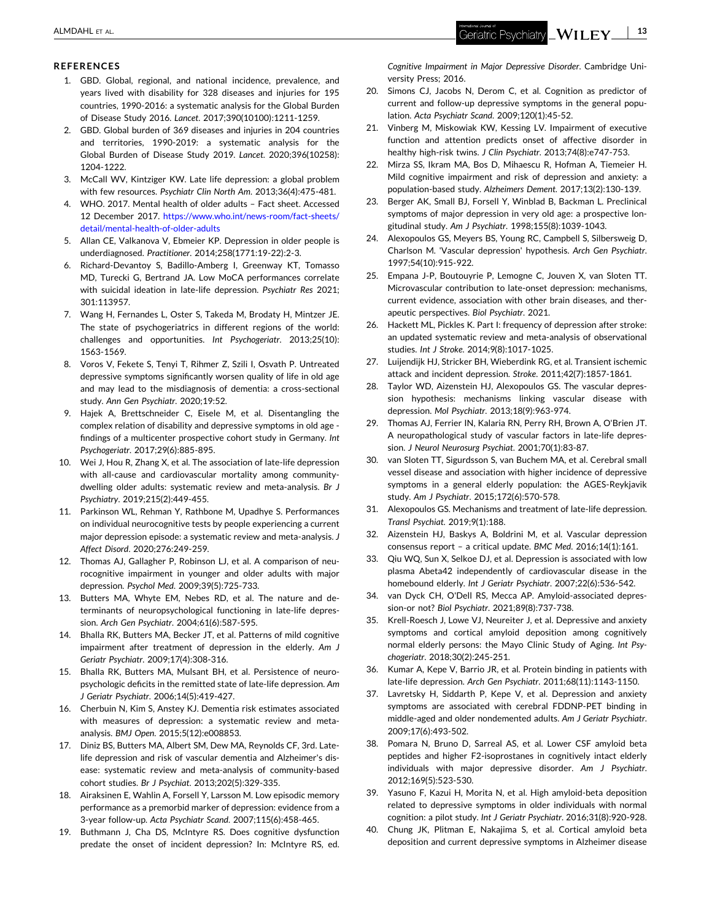## REFERENCES

1. GBD. Global, regional, and national incidence, prevalence, and years lived with disability for 328 diseases and injuries for 195 countries, 1990-2016: a systematic analysis for the Global Burden of Disease Study 2016. *Lancet*. 2017;390(10100):1211-1259.
2. GBD. Global burden of 369 diseases and injuries in 204 countries and territories, 1990-2019: a systematic analysis for the Global Burden of Disease Study 2019. *Lancet*. 2020;396(10258):1204-1222.
3. McCall WV, Kintziger KW. Late life depression: a global problem with few resources. *Psychiatr Clin North Am*. 2013;36(4):475-481.
4. WHO. 2017. Mental health of older adults – Fact sheet. Accessed 12 December 2017. https://www.who.int/news-room/fact-sheets/detail/mental-health-of-older-adults
5. Allan CE, Valkanova V, Ebmeier KP. Depression in older people is underdiagnosed. *Practitioner*. 2014;258(1771:19-22):2-3.
6. Richard-Devantoy S, Badillo-Amberg I, Greenway KT, Tomasso MD, Turecki G, Bertrand JA. Low MoCA performances correlate with suicidal ideation in late-life depression. *Psychiatr Res* 2021; 301:113957.
7. Wang H, Fernandes L, Oster S, Takeda M, Brodaty H, Mintzer JE. The state of psychogeriatrics in different regions of the world: challenges and opportunities. *Int Psychogeriatr*. 2013;25(10):1563-1569.
8. Voros V, Fekete S, Tenyi T, Rihmer Z, Szili I, Osvath P. Untreated depressive symptoms significantly worsen quality of life in old age and may lead to the misdiagnosis of dementia: a cross-sectional study. *Ann Gen Psychiatr*. 2020;19:52.
9. Hajek A, Brettschneider C, Eisele M, et al. Disentangling the complex relation of disability and depressive symptoms in old age - findings of a multicenter prospective cohort study in Germany. *Int Psychogeriatr*. 2017;29(6):885-895.
10. Wei J, Hou R, Zhang X, et al. The association of late-life depression with all-cause and cardiovascular mortality among community-dwelling older adults: systematic review and meta-analysis. *Br J Psychiatry*. 2019;215(2):449-455.
11. Parkinson WL, Rehman Y, Rathbone M, Upadhye S. Performances on individual neurocognitive tests by people experiencing a current major depression episode: a systematic review and meta-analysis. *J Affect Disord*. 2020;276:249-259.
12. Thomas AJ, Gallagher P, Robinson LJ, et al. A comparison of neurocognitive impairment in younger and older adults with major depression. *Psychol Med*. 2009;39(5):725-733.
13. Butters MA, Whyte EM, Nebes RD, et al. The nature and determinants of neuropsychological functioning in late-life depression. *Arch Gen Psychiatr*. 2004;61(6):587-595.
14. Bhalla RK, Butters MA, Becker JT, et al. Patterns of mild cognitive impairment after treatment of depression in the elderly. *Am J Geriatr Psychiatr*. 2009;17(4):308-316.
15. Bhalla RK, Butters MA, Mulsant BH, et al. Persistence of neuropsychologic deficits in the remitted state of late-life depression. *Am J Geriatr Psychiatr*. 2006;14(5):419-427.
16. Cherbuin N, Kim S, Anstey KJ. Dementia risk estimates associated with measures of depression: a systematic review and meta-analysis. *BMJ Open*. 2015;5(12):e008853.
17. Diniz BS, Butters MA, Albert SM, Dew MA, Reynolds CF, 3rd. Late-life depression and risk of vascular dementia and Alzheimer's disease: systematic review and meta-analysis of community-based cohort studies. *Br J Psychiat*. 2013;202(5):329-335.
18. Airaksinen E, Wahlin A, Forsell Y, Larsson M. Low episodic memory performance as a premorbid marker of depression: evidence from a 3-year follow-up. *Acta Psychiatr Scand*. 2007;115(6):458-465.
19. Buthmann J, Cha DS, McIntyre RS. Does cognitive dysfunction predate the onset of incident depression? In: McIntyre RS, ed. *Cognitive Impairment in Major Depressive Disorder*. Cambridge University Press; 2016.
20. Simons CJ, Jacobs N, Derom C, et al. Cognition as predictor of current and follow-up depressive symptoms in the general population. *Acta Psychiatr Scand*. 2009;120(1):45-52.
21. Vinberg M, Miskowiak KW, Kessing LV. Impairment of executive function and attention predicts onset of affective disorder in healthy high-risk twins. *J Clin Psychiatr*. 2013;74(8):e747-753.
22. Mirza SS, Ikram MA, Bos D, Mihaescu R, Hofman A, Tiemeier H. Mild cognitive impairment and risk of depression and anxiety: a population-based study. *Alzheimers Dement*. 2017;13(2):130-139.
23. Berger AK, Small BJ, Forsell Y, Winblad B, Backman L. Preclinical symptoms of major depression in very old age: a prospective longitudinal study. *Am J Psychiatr*. 1998;155(8):1039-1043.
24. Alexopoulos GS, Meyers BS, Young RC, Campbell S, Silbersweig D, Charlson M. 'Vascular depression' hypothesis. *Arch Gen Psychiatr*. 1997;54(10):915-922.
25. Empana J-P, Boutouyrie P, Lemogne C, Jouven X, van Sloten TT. Microvascular contribution to late-onset depression: mechanisms, current evidence, association with other brain diseases, and therapeutic perspectives. *Biol Psychiatr*. 2021.
26. Hackett ML, Pickles K. Part I: frequency of depression after stroke: an updated systematic review and meta-analysis of observational studies. *Int J Stroke*. 2014;9(8):1017-1025.
27. Luijendijk HJ, Stricker BH, Wieberdink RG, et al. Transient ischemic attack and incident depression. *Stroke*. 2011;42(7):1857-1861.
28. Taylor WD, Aizenstein HJ, Alexopoulos GS. The vascular depression hypothesis: mechanisms linking vascular disease with depression. *Mol Psychiatr*. 2013;18(9):963-974.
29. Thomas AJ, Ferrier IN, Kalaria RN, Perry RH, Brown A, O'Brien JT. A neuropathological study of vascular factors in late-life depression. *J Neurol Neurosurg Psychiat*. 2001;70(1):83-87.
30. van Sloten TT, Sigurdsson S, van Buchem MA, et al. Cerebral small vessel disease and association with higher incidence of depressive symptoms in a general elderly population: the AGES-Reykjavik study. *Am J Psychiatr*. 2015;172(6):570-578.
31. Alexopoulos GS. Mechanisms and treatment of late-life depression. *Transl Psychiat*. 2019;9(1):188.
32. Aizenstein HJ, Baskys A, Boldrini M, et al. Vascular depression consensus report – a critical update. *BMC Med*. 2016;14(1):161.
33. Qiu WQ, Sun X, Selkoe DJ, et al. Depression is associated with low plasma Abeta42 independently of cardiovascular disease in the homebound elderly. *Int J Geriatr Psychiatr*. 2007;22(6):536-542.
34. van Dyck CH, O'Dell RS, Mecca AP. Amyloid-associated depression-or not? *Biol Psychiatr*. 2021;89(8):737-738.
35. Krell-Roesch J, Lowe VJ, Neureiter J, et al. Depressive and anxiety symptoms and cortical amyloid deposition among cognitively normal elderly persons: the Mayo Clinic Study of Aging. *Int Psychogeriatr*. 2018;30(2):245-251.
36. Kumar A, Kepe V, Barrio JR, et al. Protein binding in patients with late-life depression. *Arch Gen Psychiatr*. 2011;68(11):1143-1150.
37. Lavretsky H, Siddarth P, Kepe V, et al. Depression and anxiety symptoms are associated with cerebral FDDNP-PET binding in middle-aged and older nondemented adults. *Am J Geriatr Psychiatr*. 2009;17(6):493-502.
38. Pomara N, Bruno D, Sarreal AS, et al. Lower CSF amyloid beta peptides and higher F2-isoprostanes in cognitively intact elderly individuals with major depressive disorder. *Am J Psychiatr*. 2012;169(5):523-530.
39. Yasuno F, Kazui H, Morita N, et al. High amyloid-beta deposition related to depressive symptoms in older individuals with normal cognition: a pilot study. *Int J Geriatr Psychiatr*. 2016;31(8):920-928.
40. Chung JK, Plitman E, Nakajima S, et al. Cortical amyloid beta deposition and current depressive symptoms in Alzheimer disease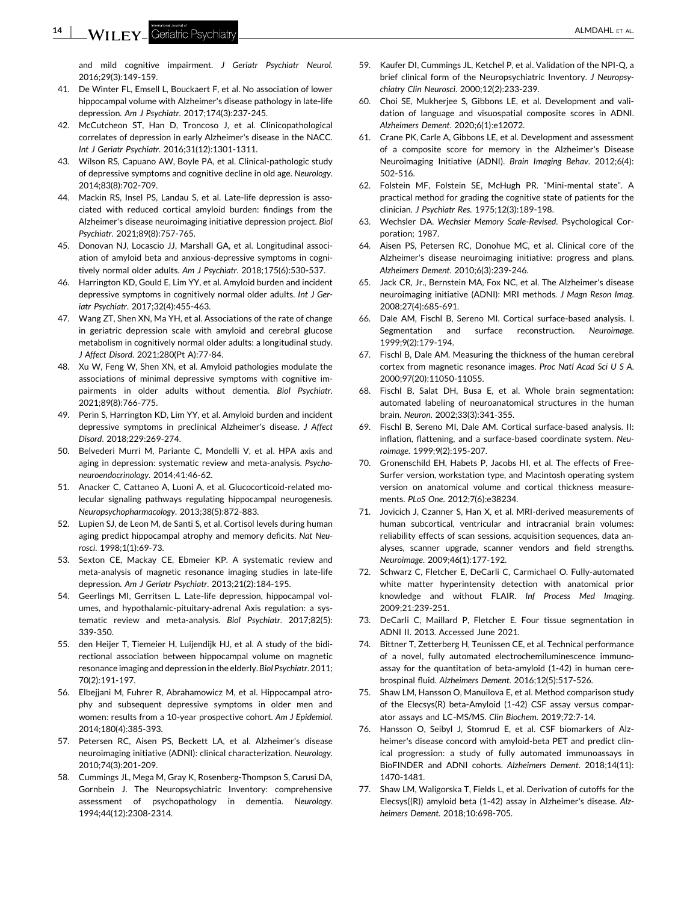and mild cognitive impairment. *J Geriatr Psychiatr Neurol.* 2016;29(3):149-159.

41. De Winter FL, Emsell L, Bouckaert F, et al. No association of lower hippocampal volume with Alzheimer's disease pathology in late-life depression. *Am J Psychiatr.* 2017;174(3):237-245.
42. McCutcheon ST, Han D, Troncoso J, et al. Clinicopathological correlates of depression in early Alzheimer's disease in the NACC. *Int J Geriatr Psychiatr.* 2016;31(12):1301-1311.
43. Wilson RS, Capuano AW, Boyle PA, et al. Clinical-pathologic study of depressive symptoms and cognitive decline in old age. *Neurology.* 2014;83(8):702-709.
44. Mackin RS, Insel PS, Landau S, et al. Late-life depression is associated with reduced cortical amyloid burden: findings from the Alzheimer's disease neuroimaging initiative depression project. *Biol Psychiatr.* 2021;89(8):757-765.
45. Donovan NJ, Locascio JJ, Marshall GA, et al. Longitudinal association of amyloid beta and anxious-depressive symptoms in cognitively normal older adults. *Am J Psychiatr.* 2018;175(6):530-537.
46. Harrington KD, Gould E, Lim YY, et al. Amyloid burden and incident depressive symptoms in cognitively normal older adults. *Int J Geriatr Psychiatr.* 2017;32(4):455-463.
47. Wang ZT, Shen XN, Ma YH, et al. Associations of the rate of change in geriatric depression scale with amyloid and cerebral glucose metabolism in cognitively normal older adults: a longitudinal study. *J Affect Disord.* 2021;280(Pt A):77-84.
48. Xu W, Feng W, Shen XN, et al. Amyloid pathologies modulate the associations of minimal depressive symptoms with cognitive impairments in older adults without dementia. *Biol Psychiatr.* 2021;89(8):766-775.
49. Perin S, Harrington KD, Lim YY, et al. Amyloid burden and incident depressive symptoms in preclinical Alzheimer's disease. *J Affect Disord.* 2018;229:269-274.
50. Belvederi Murri M, Pariante C, Mondelli V, et al. HPA axis and aging in depression: systematic review and meta-analysis. *Psychoneuroendocrinology.* 2014;41:46-62.
51. Anacker C, Cattaneo A, Luoni A, et al. Glucocorticoid-related molecular signaling pathways regulating hippocampal neurogenesis. *Neuropsychopharmacology.* 2013;38(5):872-883.
52. Lupien SJ, de Leon M, de Santi S, et al. Cortisol levels during human aging predict hippocampal atrophy and memory deficits. *Nat Neurosci.* 1998;1(1):69-73.
53. Sexton CE, Mackay CE, Ebmeier KP. A systematic review and meta-analysis of magnetic resonance imaging studies in late-life depression. *Am J Geriatr Psychiatr.* 2013;21(2):184-195.
54. Geerlings MI, Gerritsen L. Late-life depression, hippocampal volumes, and hypothalamic-pituitary-adrenal Axis regulation: a systematic review and meta-analysis. *Biol Psychiatr.* 2017;82(5):339-350.
55. den Heijer T, Tiemeier H, Luijendijk HJ, et al. A study of the bidirectional association between hippocampal volume on magnetic resonance imaging and depression in the elderly. *Biol Psychiatr.* 2011;70(2):191-197.
56. Elbejjani M, Fuhrer R, Abrahamowicz M, et al. Hippocampal atrophy and subsequent depressive symptoms in older men and women: results from a 10-year prospective cohort. *Am J Epidemiol.* 2014;180(4):385-393.
57. Petersen RC, Aisen PS, Beckett LA, et al. Alzheimer's disease neuroimaging initiative (ADNI): clinical characterization. *Neurology.* 2010;74(3):201-209.
58. Cummings JL, Mega M, Gray K, Rosenberg-Thompson S, Carusi DA, Gornbein J. The Neuropsychiatric Inventory: comprehensive assessment of psychopathology in dementia. *Neurology.* 1994;44(12):2308-2314.
59. Kaufer DI, Cummings JL, Ketchel P, et al. Validation of the NPI-Q, a brief clinical form of the Neuropsychiatric Inventory. *J Neuropsychiatry Clin Neurosci.* 2000;12(2):233-239.
60. Choi SE, Mukherjee S, Gibbons LE, et al. Development and validation of language and visuospatial composite scores in ADNI. *Alzheimers Dement.* 2020;6(1):e12072.
61. Crane PK, Carle A, Gibbons LE, et al. Development and assessment of a composite score for memory in the Alzheimer's Disease Neuroimaging Initiative (ADNI). *Brain Imaging Behav.* 2012;6(4):502-516.
62. Folstein MF, Folstein SE, McHugh PR. "Mini-mental state". A practical method for grading the cognitive state of patients for the clinician. *J Psychiatr Res.* 1975;12(3):189-198.
63. Wechsler DA. *Wechsler Memory Scale-Revised.* Psychological Corporation; 1987.
64. Aisen PS, Petersen RC, Donohue MC, et al. Clinical core of the Alzheimer's disease neuroimaging initiative: progress and plans. *Alzheimers Dement.* 2010;6(3):239-246.
65. Jack CR, Jr., Bernstein MA, Fox NC, et al. The Alzheimer's disease neuroimaging initiative (ADNI): MRI methods. *J Magn Reson Imag.* 2008;27(4):685-691.
66. Dale AM, Fischl B, Sereno MI. Cortical surface-based analysis. I. Segmentation and surface reconstruction. *Neuroimage.* 1999;9(2):179-194.
67. Fischl B, Dale AM. Measuring the thickness of the human cerebral cortex from magnetic resonance images. *Proc Natl Acad Sci U S A.* 2000;97(20):11050-11055.
68. Fischl B, Salat DH, Busa E, et al. Whole brain segmentation: automated labeling of neuroanatomical structures in the human brain. *Neuron.* 2002;33(3):341-355.
69. Fischl B, Sereno MI, Dale AM. Cortical surface-based analysis. II: inflation, flattening, and a surface-based coordinate system. *Neuroimage.* 1999;9(2):195-207.
70. Gronenschild EH, Habets P, Jacobs HI, et al. The effects of FreeSurfer version, workstation type, and Macintosh operating system version on anatomical volume and cortical thickness measurements. *PLoS One.* 2012;7(6):e38234.
71. Jovicich J, Czanner S, Han X, et al. MRI-derived measurements of human subcortical, ventricular and intracranial brain volumes: reliability effects of scan sessions, acquisition sequences, data analyses, scanner upgrade, scanner vendors and field strengths. *Neuroimage.* 2009;46(1):177-192.
72. Schwarz C, Fletcher E, DeCarli C, Carmichael O. Fully-automated white matter hyperintensity detection with anatomical prior knowledge and without FLAIR. *Inf Process Med Imaging.* 2009;21:239-251.
73. DeCarli C, Maillard P, Fletcher E. Four tissue segmentation in ADNI II. 2013. Accessed June 2021.
74. Bittner T, Zetterberg H, Teunissen CE, et al. Technical performance of a novel, fully automated electrochemiluminescence immunoassay for the quantitation of beta-amyloid (1-42) in human cerebrospinal fluid. *Alzheimers Dement.* 2016;12(5):517-526.
75. Shaw LM, Hansson O, Manuilova E, et al. Method comparison study of the Elecsys(R) beta-Amyloid (1-42) CSF assay versus comparator assays and LC-MS/MS. *Clin Biochem.* 2019;72:7-14.
76. Hansson O, Seibyl J, Stomrud E, et al. CSF biomarkers of Alzheimer's disease concord with amyloid-beta PET and predict clinical progression: a study of fully automated immunoassays in BioFINDER and ADNI cohorts. *Alzheimers Dement.* 2018;14(11):1470-1481.
77. Shaw LM, Waligorska T, Fields L, et al. Derivation of cutoffs for the Elecsys((R)) amyloid beta (1-42) assay in Alzheimer's disease. *Alzheimers Dement.* 2018;10:698-705.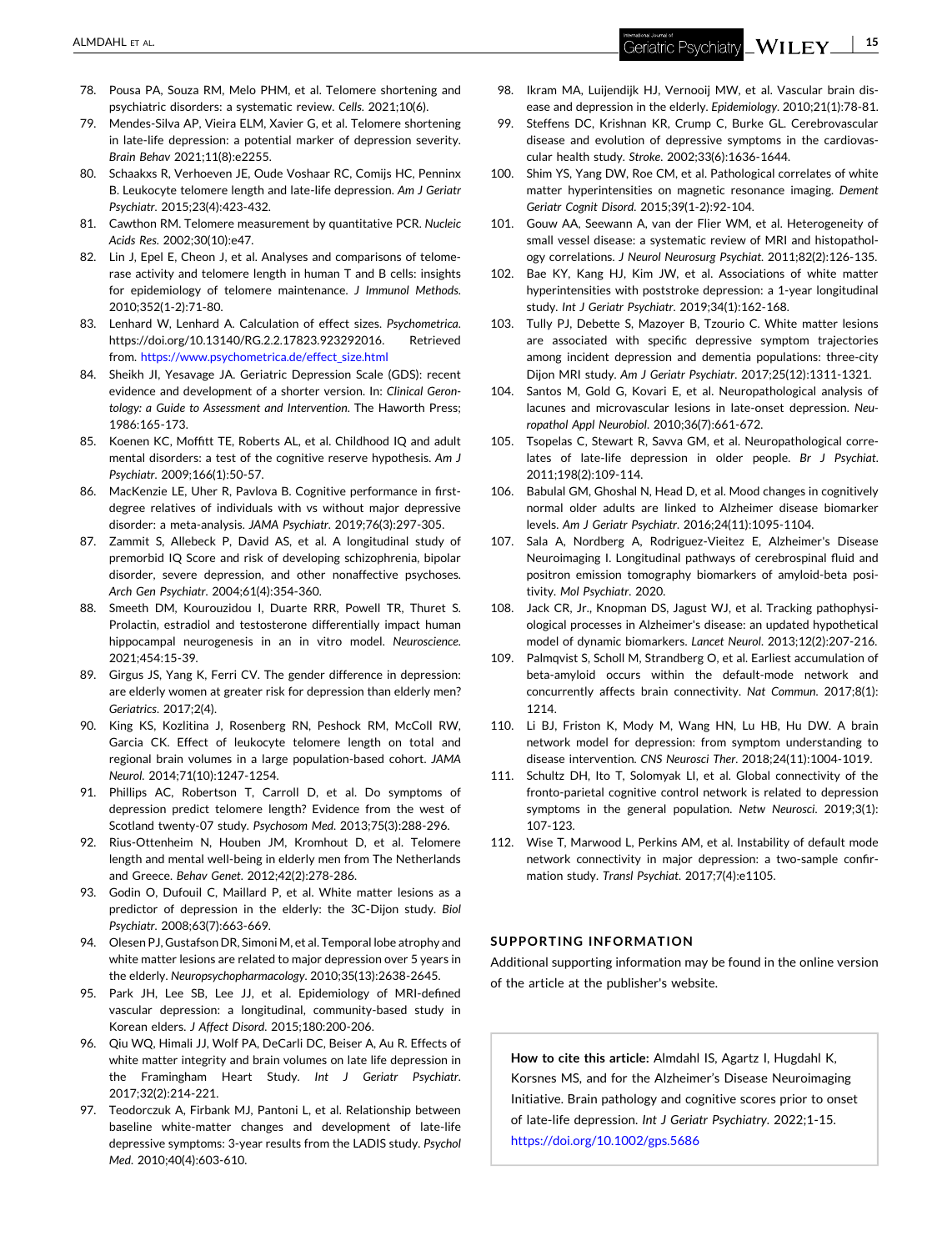78. Pousa PA, Souza RM, Melo PHM, et al. Telomere shortening and psychiatric disorders: a systematic review. *Cells*. 2021;10(6).
79. Mendes-Silva AP, Vieira ELM, Xavier G, et al. Telomere shortening in late-life depression: a potential marker of depression severity. *Brain Behav* 2021;11(8):e2255.
80. Schaakxs R, Verhoeven JE, Oude Voshaar RC, Comijs HC, Penninx B. Leukocyte telomere length and late-life depression. *Am J Geriatr Psychiatr*. 2015;23(4):423-432.
81. Cawthon RM. Telomere measurement by quantitative PCR. *Nucleic Acids Res*. 2002;30(10):e47.
82. Lin J, Epel E, Cheon J, et al. Analyses and comparisons of telomerase activity and telomere length in human T and B cells: insights for epidemiology of telomere maintenance. *J Immunol Methods*. 2010;352(1-2):71-80.
83. Lenhard W, Lenhard A. Calculation of effect sizes. *Psychometrica*. https://doi.org/10.13140/RG.2.2.17823.923292016. Retrieved from. https://www.psychometrica.de/effect_size.html
84. Sheikh JI, Yesavage JA. Geriatric Depression Scale (GDS): recent evidence and development of a shorter version. In: *Clinical Gerontology: a Guide to Assessment and Intervention*. The Haworth Press; 1986:165-173.
85. Koenen KC, Moffitt TE, Roberts AL, et al. Childhood IQ and adult mental disorders: a test of the cognitive reserve hypothesis. *Am J Psychiatr*. 2009;166(1):50-57.
86. MacKenzie LE, Uher R, Pavlova B. Cognitive performance in first-degree relatives of individuals with vs without major depressive disorder: a meta-analysis. *JAMA Psychiatr*. 2019;76(3):297-305.
87. Zammit S, Allebeck P, David AS, et al. A longitudinal study of premorbid IQ Score and risk of developing schizophrenia, bipolar disorder, severe depression, and other nonaffective psychoses. *Arch Gen Psychiatr*. 2004;61(4):354-360.
88. Smeeth DM, Kourouzidou I, Duarte RRR, Powell TR, Thuret S. Prolactin, estradiol and testosterone differentially impact human hippocampal neurogenesis in an in vitro model. *Neuroscience*. 2021;454:15-39.
89. Girgus JS, Yang K, Ferri CV. The gender difference in depression: are elderly women at greater risk for depression than elderly men? *Geriatrics*. 2017;2(4).
90. King KS, Kozlitina J, Rosenberg RN, Peshock RM, McColl RW, Garcia CK. Effect of leukocyte telomere length on total and regional brain volumes in a large population-based cohort. *JAMA Neurol*. 2014;71(10):1247-1254.
91. Phillips AC, Robertson T, Carroll D, et al. Do symptoms of depression predict telomere length? Evidence from the west of Scotland twenty-07 study. *Psychosom Med*. 2013;75(3):288-296.
92. Rius-Ottenheim N, Houben JM, Kromhout D, et al. Telomere length and mental well-being in elderly men from The Netherlands and Greece. *Behav Genet*. 2012;42(2):278-286.
93. Godin O, Dufouil C, Maillard P, et al. White matter lesions as a predictor of depression in the elderly: the 3C-Dijon study. *Biol Psychiatr*. 2008;63(7):663-669.
94. Olesen PJ, Gustafson DR, Simoni M, et al. Temporal lobe atrophy and white matter lesions are related to major depression over 5 years in the elderly. *Neuropsychopharmacology*. 2010;35(13):2638-2645.
95. Park JH, Lee SB, Lee JJ, et al. Epidemiology of MRI-defined vascular depression: a longitudinal, community-based study in Korean elders. *J Affect Disord*. 2015;180:200-206.
96. Qiu WQ, Himali JJ, Wolf PA, DeCarli DC, Beiser A, Au R. Effects of white matter integrity and brain volumes on late life depression in the Framingham Heart Study. *Int J Geriatr Psychiatr*. 2017;32(2):214-221.
97. Teodorczuk A, Firbank MJ, Pantoni L, et al. Relationship between baseline white-matter changes and development of late-life depressive symptoms: 3-year results from the LADIS study. *Psychol Med*. 2010;40(4):603-610.
98. Ikram MA, Luijendijk HJ, Vernooij MW, et al. Vascular brain disease and depression in the elderly. *Epidemiology*. 2010;21(1):78-81.
99. Steffens DC, Krishnan KR, Crump C, Burke GL. Cerebrovascular disease and evolution of depressive symptoms in the cardiovascular health study. *Stroke*. 2002;33(6):1636-1644.
100. Shim YS, Yang DW, Roe CM, et al. Pathological correlates of white matter hyperintensities on magnetic resonance imaging. *Dement Geriatr Cognit Disord*. 2015;39(1-2):92-104.
101. Gouw AA, Seewann A, van der Flier WM, et al. Heterogeneity of small vessel disease: a systematic review of MRI and histopathology correlations. *J Neurol Neurosurg Psychiat*. 2011;82(2):126-135.
102. Bae KY, Kang HJ, Kim JW, et al. Associations of white matter hyperintensities with poststroke depression: a 1-year longitudinal study. *Int J Geriatr Psychiatr*. 2019;34(1):162-168.
103. Tully PJ, Debette S, Mazoyer B, Tzourio C. White matter lesions are associated with specific depressive symptom trajectories among incident depression and dementia populations: three-city Dijon MRI study. *Am J Geriatr Psychiatr*. 2017;25(12):1311-1321.
104. Santos M, Gold G, Kovari E, et al. Neuropathological analysis of lacunes and microvascular lesions in late-onset depression. *Neuropathol Appl Neurobiol*. 2010;36(7):661-672.
105. Tsopelas C, Stewart R, Savva GM, et al. Neuropathological correlates of late-life depression in older people. *Br J Psychiat*. 2011;198(2):109-114.
106. Babulal GM, Ghoshal N, Head D, et al. Mood changes in cognitively normal older adults are linked to Alzheimer disease biomarker levels. *Am J Geriatr Psychiatr*. 2016;24(11):1095-1104.
107. Sala A, Nordberg A, Rodriguez-Vieitez E, Alzheimer's Disease Neuroimaging I. Longitudinal pathways of cerebrospinal fluid and positron emission tomography biomarkers of amyloid-beta positivity. *Mol Psychiatr*. 2020.
108. Jack CR, Jr., Knopman DS, Jagust WJ, et al. Tracking pathophysiological processes in Alzheimer's disease: an updated hypothetical model of dynamic biomarkers. *Lancet Neurol*. 2013;12(2):207-216.
109. Palmqvist S, Scholl M, Strandberg O, et al. Earliest accumulation of beta-amyloid occurs within the default-mode network and concurrently affects brain connectivity. *Nat Commun*. 2017;8(1):1214.
110. Li BJ, Friston K, Mody M, Wang HN, Lu HB, Hu DW. A brain network model for depression: from symptom understanding to disease intervention. *CNS Neurosci Ther*. 2018;24(11):1004-1019.
111. Schultz DH, Ito T, Solomyak LI, et al. Global connectivity of the fronto-parietal cognitive control network is related to depression symptoms in the general population. *Netw Neurosci*. 2019;3(1):107-123.
112. Wise T, Marwood L, Perkins AM, et al. Instability of default mode network connectivity in major depression: a two-sample confirmation study. *Transl Psychiat*. 2017;7(4):e1105.

## SUPPORTING INFORMATION

Additional supporting information may be found in the online version of the article at the publisher's website.

**How to cite this article:** Almdahl IS, Agartz I, Hugdahl K, Korsnes MS, and for the Alzheimer's Disease Neuroimaging Initiative. Brain pathology and cognitive scores prior to onset of late-life depression. *Int J Geriatr Psychiatry*. 2022;1-15. https://doi.org/10.1002/gps.5686